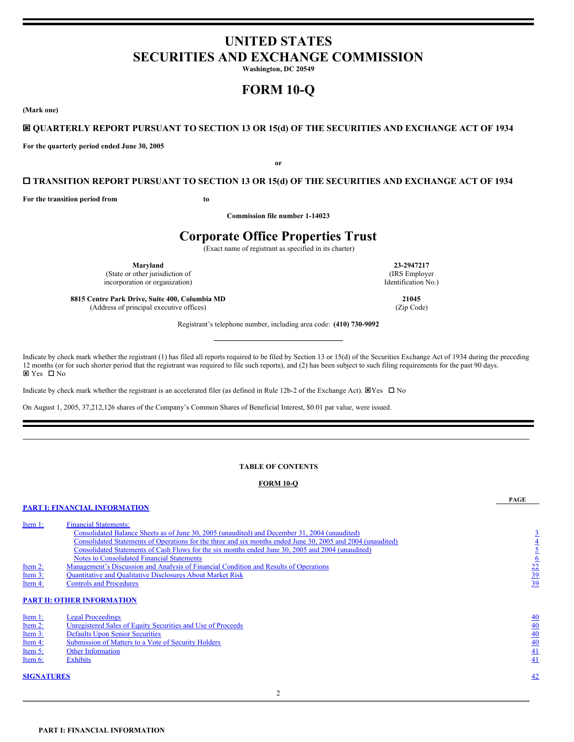# UNITED STATES
# SECURITIES AND EXCHANGE COMMISSION

**Washington, DC 20549**

# FORM 10-Q

**(Mark one)**

**☒ QUARTERLY REPORT PURSUANT TO SECTION 13 OR 15(d) OF THE SECURITIES AND EXCHANGE ACT OF 1934**

**For the quarterly period ended June 30, 2005**

**or**

**☐ TRANSITION REPORT PURSUANT TO SECTION 13 OR 15(d) OF THE SECURITIES AND EXCHANGE ACT OF 1934**

**For the transition period from to**

**Commission file number 1-14023**

# Corporate Office Properties Trust

(Exact name of registrant as specified in its charter)

| | |
|---|---|
| **Maryland**<br>(State or other jurisdiction of incorporation or organization) | **23-2947217**<br>(IRS Employer Identification No.) |
| **8815 Centre Park Drive, Suite 400, Columbia MD**<br>(Address of principal executive offices) | **21045**<br>(Zip Code) |

Registrant's telephone number, including area code: **(410) 730-9092**

Indicate by check mark whether the registrant (1) has filed all reports required to be filed by Section 13 or 15(d) of the Securities Exchange Act of 1934 during the preceding 12 months (or for such shorter period that the registrant was required to file such reports), and (2) has been subject to such filing requirements for the past 90 days.
☒ Yes ☐ No

Indicate by check mark whether the registrant is an accelerated filer (as defined in Rule 12b-2 of the Exchange Act). ☒Yes ☐ No

On August 1, 2005, 37,212,126 shares of the Company's Common Shares of Beneficial Interest, $0.01 par value, were issued.

**TABLE OF CONTENTS**

**FORM 10-Q**

| | | PAGE |
|---|---|---|
| **PART I: FINANCIAL INFORMATION** | | |
| Item 1: | Financial Statements: | |
| | Consolidated Balance Sheets as of June 30, 2005 (unaudited) and December 31, 2004 (unaudited) | 3 |
| | Consolidated Statements of Operations for the three and six months ended June 30, 2005 and 2004 (unaudited) | 4 |
| | Consolidated Statements of Cash Flows for the six months ended June 30, 2005 and 2004 (unaudited) | 5 |
| | Notes to Consolidated Financial Statements | 6 |
| Item 2: | Management's Discussion and Analysis of Financial Condition and Results of Operations | 22 |
| Item 3: | Quantitative and Qualitative Disclosures About Market Risk | 39 |
| Item 4: | Controls and Procedures | 39 |
| **PART II: OTHER INFORMATION** | | |
| Item 1: | Legal Proceedings | 40 |
| Item 2: | Unregistered Sales of Equity Securities and Use of Proceeds | 40 |
| Item 3: | Defaults Upon Senior Securities | 40 |
| Item 4: | Submission of Matters to a Vote of Security Holders | 40 |
| Item 5: | Other Information | 41 |
| Item 6: | Exhibits | 41 |
| **SIGNATURES** | | 42 |

**PART I: FINANCIAL INFORMATION**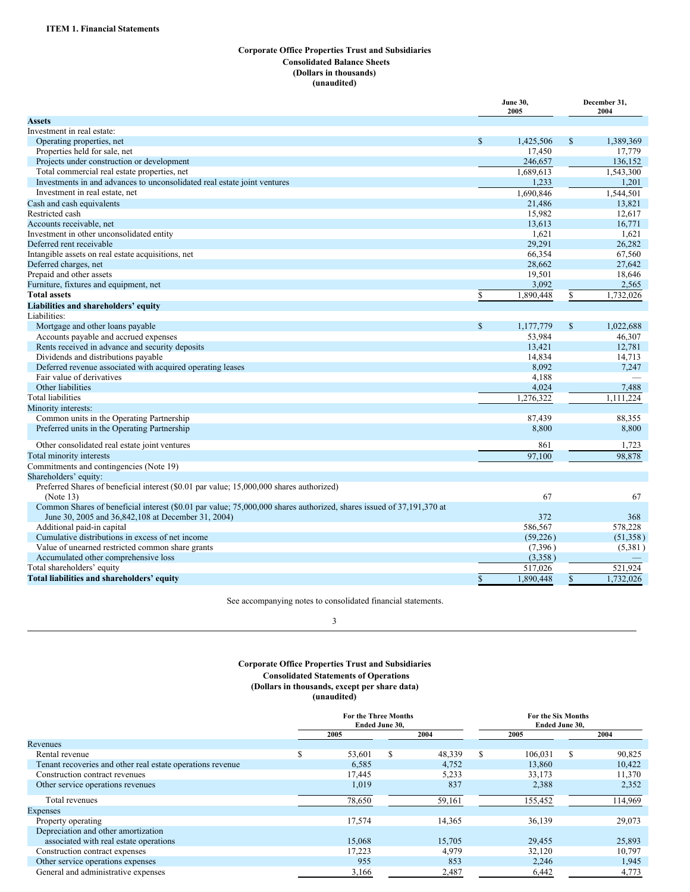**ITEM 1. Financial Statements**

## Corporate Office Properties Trust and Subsidiaries
## Consolidated Balance Sheets
## (Dollars in thousands)
## (unaudited)

| | June 30, 2005 | December 31, 2004 |
|---|---|---|
| **Assets** | | |
| Investment in real estate: | | |
| Operating properties, net | $ 1,425,506 | $ 1,389,369 |
| Properties held for sale, net | 17,450 | 17,779 |
| Projects under construction or development | 246,657 | 136,152 |
| Total commercial real estate properties, net | 1,689,613 | 1,543,300 |
| Investments in and advances to unconsolidated real estate joint ventures | 1,233 | 1,201 |
| Investment in real estate, net | 1,690,846 | 1,544,501 |
| Cash and cash equivalents | 21,486 | 13,821 |
| Restricted cash | 15,982 | 12,617 |
| Accounts receivable, net | 13,613 | 16,771 |
| Investment in other unconsolidated entity | 1,621 | 1,621 |
| Deferred rent receivable | 29,291 | 26,282 |
| Intangible assets on real estate acquisitions, net | 66,354 | 67,560 |
| Deferred charges, net | 28,662 | 27,642 |
| Prepaid and other assets | 19,501 | 18,646 |
| Furniture, fixtures and equipment, net | 3,092 | 2,565 |
| **Total assets** | $ 1,890,448 | $ 1,732,026 |
| **Liabilities and shareholders' equity** | | |
| Liabilities: | | |
| Mortgage and other loans payable | $ 1,177,779 | $ 1,022,688 |
| Accounts payable and accrued expenses | 53,984 | 46,307 |
| Rents received in advance and security deposits | 13,421 | 12,781 |
| Dividends and distributions payable | 14,834 | 14,713 |
| Deferred revenue associated with acquired operating leases | 8,092 | 7,247 |
| Fair value of derivatives | 4,188 | — |
| Other liabilities | 4,024 | 7,488 |
| Total liabilities | 1,276,322 | 1,111,224 |
| Minority interests: | | |
| Common units in the Operating Partnership | 87,439 | 88,355 |
| Preferred units in the Operating Partnership | 8,800 | 8,800 |
| Other consolidated real estate joint ventures | 861 | 1,723 |
| Total minority interests | 97,100 | 98,878 |
| Commitments and contingencies (Note 19) | | |
| Shareholders' equity: | | |
| Preferred Shares of beneficial interest ($0.01 par value; 15,000,000 shares authorized) (Note 13) | 67 | 67 |
| Common Shares of beneficial interest ($0.01 par value; 75,000,000 shares authorized, shares issued of 37,191,370 at June 30, 2005 and 36,842,108 at December 31, 2004) | 372 | 368 |
| Additional paid-in capital | 586,567 | 578,228 |
| Cumulative distributions in excess of net income | (59,226) | (51,358) |
| Value of unearned restricted common share grants | (7,396) | (5,381) |
| Accumulated other comprehensive loss | (3,358) | — |
| Total shareholders' equity | 517,026 | 521,924 |
| **Total liabilities and shareholders' equity** | $ 1,890,448 | $ 1,732,026 |

See accompanying notes to consolidated financial statements.

## Corporate Office Properties Trust and Subsidiaries
## Consolidated Statements of Operations
## (Dollars in thousands, except per share data)
## (unaudited)

| | For the Three Months Ended June 30, | | For the Six Months Ended June 30, | |
|---|---|---|---|---|
| | 2005 | 2004 | 2005 | 2004 |
| Revenues | | | | |
| Rental revenue | $ 53,601 | $ 48,339 | $ 106,031 | $ 90,825 |
| Tenant recoveries and other real estate operations revenue | 6,585 | 4,752 | 13,860 | 10,422 |
| Construction contract revenues | 17,445 | 5,233 | 33,173 | 11,370 |
| Other service operations revenues | 1,019 | 837 | 2,388 | 2,352 |
| Total revenues | 78,650 | 59,161 | 155,452 | 114,969 |
| Expenses | | | | |
| Property operating | 17,574 | 14,365 | 36,139 | 29,073 |
| Depreciation and other amortization associated with real estate operations | 15,068 | 15,705 | 29,455 | 25,893 |
| Construction contract expenses | 17,223 | 4,979 | 32,120 | 10,797 |
| Other service operations expenses | 955 | 853 | 2,246 | 1,945 |
| General and administrative expenses | 3,166 | 2,487 | 6,442 | 4,773 |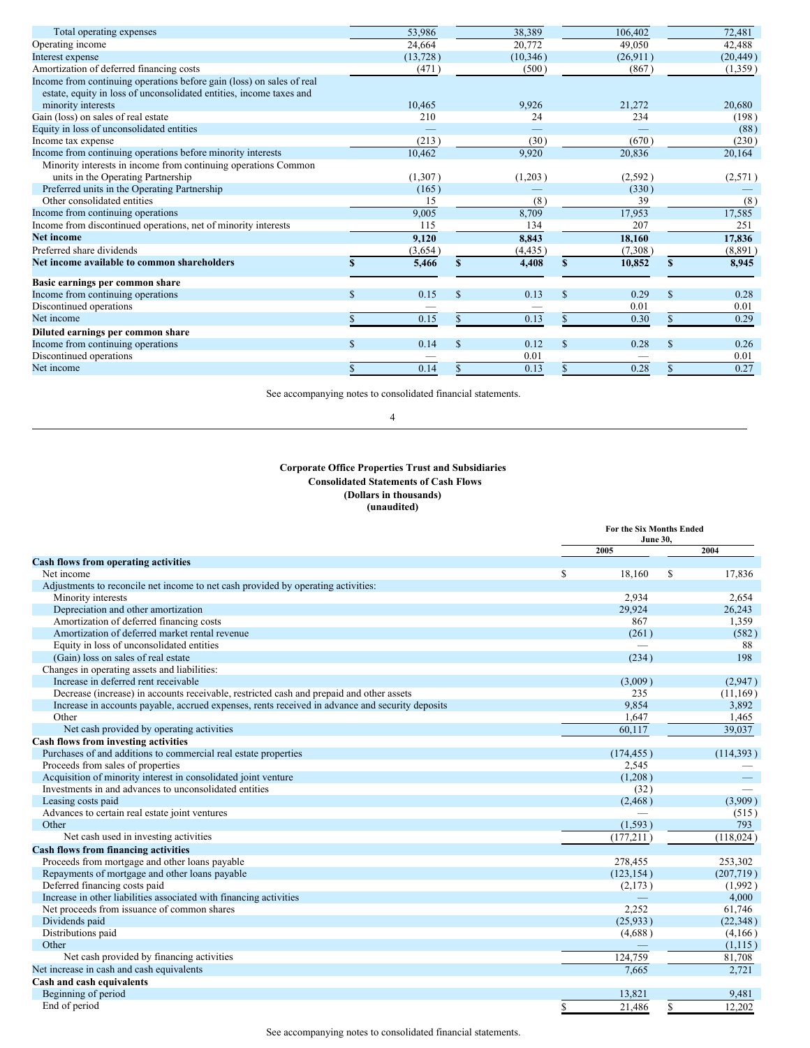| | | | | |
|---|---|---|---|---|
| Total operating expenses | 53,986 | 38,389 | 106,402 | 72,481 |
| Operating income | 24,664 | 20,772 | 49,050 | 42,488 |
| Interest expense | (13,728) | (10,346) | (26,911) | (20,449) |
| Amortization of deferred financing costs | (471) | (500) | (867) | (1,359) |
| Income from continuing operations before gain (loss) on sales of real estate, equity in loss of unconsolidated entities, income taxes and minority interests | 10,465 | 9,926 | 21,272 | 20,680 |
| Gain (loss) on sales of real estate | 210 | 24 | 234 | (198) |
| Equity in loss of unconsolidated entities | — | — | — | (88) |
| Income tax expense | (213) | (30) | (670) | (230) |
| Income from continuing operations before minority interests | 10,462 | 9,920 | 20,836 | 20,164 |
| Minority interests in income from continuing operations Common units in the Operating Partnership | (1,307) | (1,203) | (2,592) | (2,571) |
| Preferred units in the Operating Partnership | (165) | — | (330) | — |
| Other consolidated entities | 15 | (8) | 39 | (8) |
| Income from continuing operations | 9,005 | 8,709 | 17,953 | 17,585 |
| Income from discontinued operations, net of minority interests | 115 | 134 | 207 | 251 |
| **Net income** | **9,120** | **8,843** | **18,160** | **17,836** |
| Preferred share dividends | (3,654) | (4,435) | (7,308) | (8,891) |
| **Net income available to common shareholders** | **$ 5,466** | **$ 4,408** | **$ 10,852** | **$ 8,945** |
| **Basic earnings per common share** | | | | |
| Income from continuing operations | $ 0.15 | $ 0.13 | $ 0.29 | $ 0.28 |
| Discontinued operations | — | — | 0.01 | 0.01 |
| Net income | $ 0.15 | $ 0.13 | $ 0.30 | $ 0.29 |
| **Diluted earnings per common share** | | | | |
| Income from continuing operations | $ 0.14 | $ 0.12 | $ 0.28 | $ 0.26 |
| Discontinued operations | — | 0.01 | — | 0.01 |
| Net income | $ 0.14 | $ 0.13 | $ 0.28 | $ 0.27 |

See accompanying notes to consolidated financial statements.

**Corporate Office Properties Trust and Subsidiaries**
**Consolidated Statements of Cash Flows**
**(Dollars in thousands)**
**(unaudited)**

| | For the Six Months Ended June 30, 2005 | 2004 |
|---|---|---|
| **Cash flows from operating activities** | | |
| Net income | $ 18,160 | $ 17,836 |
| Adjustments to reconcile net income to net cash provided by operating activities: | | |
| Minority interests | 2,934 | 2,654 |
| Depreciation and other amortization | 29,924 | 26,243 |
| Amortization of deferred financing costs | 867 | 1,359 |
| Amortization of deferred market rental revenue | (261) | (582) |
| Equity in loss of unconsolidated entities | — | 88 |
| (Gain) loss on sales of real estate | (234) | 198 |
| Changes in operating assets and liabilities: | | |
| Increase in deferred rent receivable | (3,009) | (2,947) |
| Decrease (increase) in accounts receivable, restricted cash and prepaid and other assets | 235 | (11,169) |
| Increase in accounts payable, accrued expenses, rents received in advance and security deposits | 9,854 | 3,892 |
| Other | 1,647 | 1,465 |
| Net cash provided by operating activities | 60,117 | 39,037 |
| **Cash flows from investing activities** | | |
| Purchases of and additions to commercial real estate properties | (174,455) | (114,393) |
| Proceeds from sales of properties | 2,545 | — |
| Acquisition of minority interest in consolidated joint venture | (1,208) | — |
| Investments in and advances to unconsolidated entities | (32) | — |
| Leasing costs paid | (2,468) | (3,909) |
| Advances to certain real estate joint ventures | — | (515) |
| Other | (1,593) | 793 |
| Net cash used in investing activities | (177,211) | (118,024) |
| **Cash flows from financing activities** | | |
| Proceeds from mortgage and other loans payable | 278,455 | 253,302 |
| Repayments of mortgage and other loans payable | (123,154) | (207,719) |
| Deferred financing costs paid | (2,173) | (1,992) |
| Increase in other liabilities associated with financing activities | — | 4,000 |
| Net proceeds from issuance of common shares | 2,252 | 61,746 |
| Dividends paid | (25,933) | (22,348) |
| Distributions paid | (4,688) | (4,166) |
| Other | — | (1,115) |
| Net cash provided by financing activities | 124,759 | 81,708 |
| Net increase in cash and cash equivalents | 7,665 | 2,721 |
| **Cash and cash equivalents** | | |
| Beginning of period | 13,821 | 9,481 |
| End of period | $ 21,486 | $ 12,202 |

See accompanying notes to consolidated financial statements.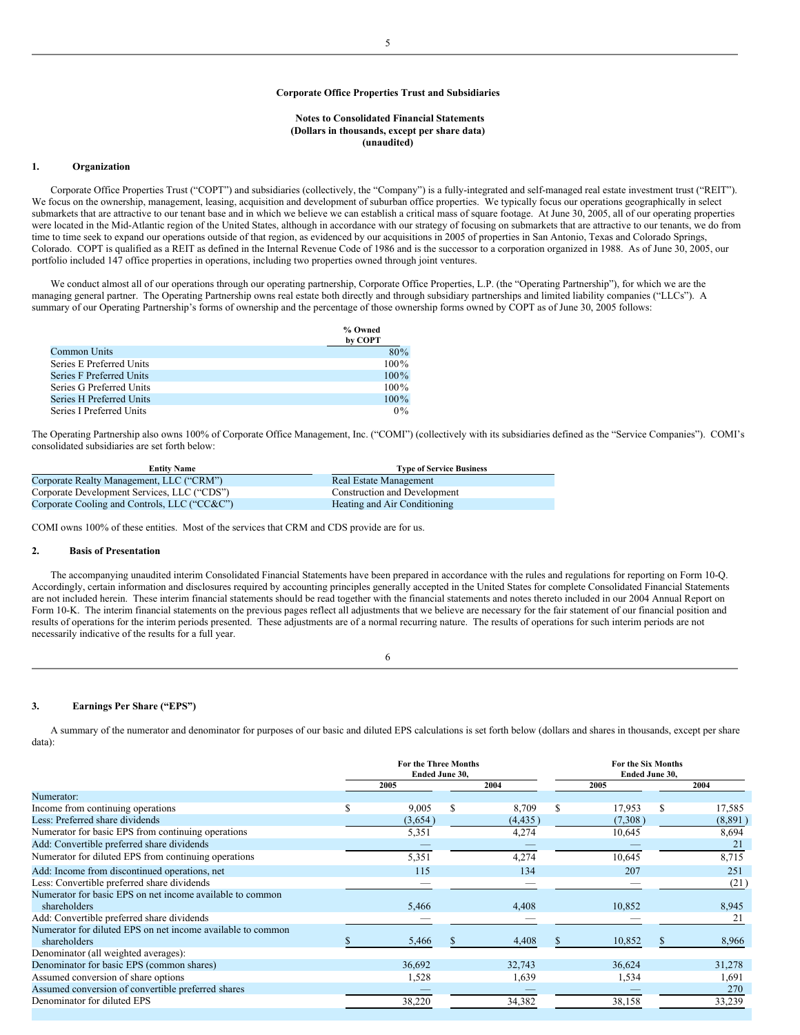## Corporate Office Properties Trust and Subsidiaries

### Notes to Consolidated Financial Statements
### (Dollars in thousands, except per share data)
### (unaudited)

### 1. Organization

Corporate Office Properties Trust ("COPT") and subsidiaries (collectively, the "Company") is a fully-integrated and self-managed real estate investment trust ("REIT"). We focus on the ownership, management, leasing, acquisition and development of suburban office properties. We typically focus our operations geographically in select submarkets that are attractive to our tenant base and in which we believe we can establish a critical mass of square footage. At June 30, 2005, all of our operating properties were located in the Mid-Atlantic region of the United States, although in accordance with our strategy of focusing on submarkets that are attractive to our tenants, we do from time to time seek to expand our operations outside of that region, as evidenced by our acquisitions in 2005 of properties in San Antonio, Texas and Colorado Springs, Colorado. COPT is qualified as a REIT as defined in the Internal Revenue Code of 1986 and is the successor to a corporation organized in 1988. As of June 30, 2005, our portfolio included 147 office properties in operations, including two properties owned through joint ventures.

We conduct almost all of our operations through our operating partnership, Corporate Office Properties, L.P. (the "Operating Partnership"), for which we are the managing general partner. The Operating Partnership owns real estate both directly and through subsidiary partnerships and limited liability companies ("LLCs"). A summary of our Operating Partnership's forms of ownership and the percentage of those ownership forms owned by COPT as of June 30, 2005 follows:

| | % Owned by COPT |
|---|---|
| Common Units | 80% |
| Series E Preferred Units | 100% |
| Series F Preferred Units | 100% |
| Series G Preferred Units | 100% |
| Series H Preferred Units | 100% |
| Series I Preferred Units | 0% |

The Operating Partnership also owns 100% of Corporate Office Management, Inc. ("COMI") (collectively with its subsidiaries defined as the "Service Companies"). COMI's consolidated subsidiaries are set forth below:

| Entity Name | Type of Service Business |
|---|---|
| Corporate Realty Management, LLC ("CRM") | Real Estate Management |
| Corporate Development Services, LLC ("CDS") | Construction and Development |
| Corporate Cooling and Controls, LLC ("CC&C") | Heating and Air Conditioning |

COMI owns 100% of these entities. Most of the services that CRM and CDS provide are for us.

### 2. Basis of Presentation

The accompanying unaudited interim Consolidated Financial Statements have been prepared in accordance with the rules and regulations for reporting on Form 10-Q. Accordingly, certain information and disclosures required by accounting principles generally accepted in the United States for complete Consolidated Financial Statements are not included herein. These interim financial statements should be read together with the financial statements and notes thereto included in our 2004 Annual Report on Form 10-K. The interim financial statements on the previous pages reflect all adjustments that we believe are necessary for the fair statement of our financial position and results of operations for the interim periods presented. These adjustments are of a normal recurring nature. The results of operations for such interim periods are not necessarily indicative of the results for a full year.

### 3. Earnings Per Share ("EPS")

A summary of the numerator and denominator for purposes of our basic and diluted EPS calculations is set forth below (dollars and shares in thousands, except per share data):

| | For the Three Months Ended June 30, | | For the Six Months Ended June 30, | |
|---|---|---|---|---|
| | 2005 | 2004 | 2005 | 2004 |
| Numerator: | | | | |
| Income from continuing operations | $ 9,005 | $ 8,709 | $ 17,953 | $ 17,585 |
| Less: Preferred share dividends | (3,654) | (4,435) | (7,308) | (8,891) |
| Numerator for basic EPS from continuing operations | 5,351 | 4,274 | 10,645 | 8,694 |
| Add: Convertible preferred share dividends | — | — | — | 21 |
| Numerator for diluted EPS from continuing operations | 5,351 | 4,274 | 10,645 | 8,715 |
| Add: Income from discontinued operations, net | 115 | 134 | 207 | 251 |
| Less: Convertible preferred share dividends | — | — | — | (21) |
| Numerator for basic EPS on net income available to common shareholders | 5,466 | 4,408 | 10,852 | 8,945 |
| Add: Convertible preferred share dividends | — | — | — | 21 |
| Numerator for diluted EPS on net income available to common shareholders | $ 5,466 | $ 4,408 | $ 10,852 | $ 8,966 |
| Denominator (all weighted averages): | | | | |
| Denominator for basic EPS (common shares) | 36,692 | 32,743 | 36,624 | 31,278 |
| Assumed conversion of share options | 1,528 | 1,639 | 1,534 | 1,691 |
| Assumed conversion of convertible preferred shares | — | — | — | 270 |
| Denominator for diluted EPS | 38,220 | 34,382 | 38,158 | 33,239 |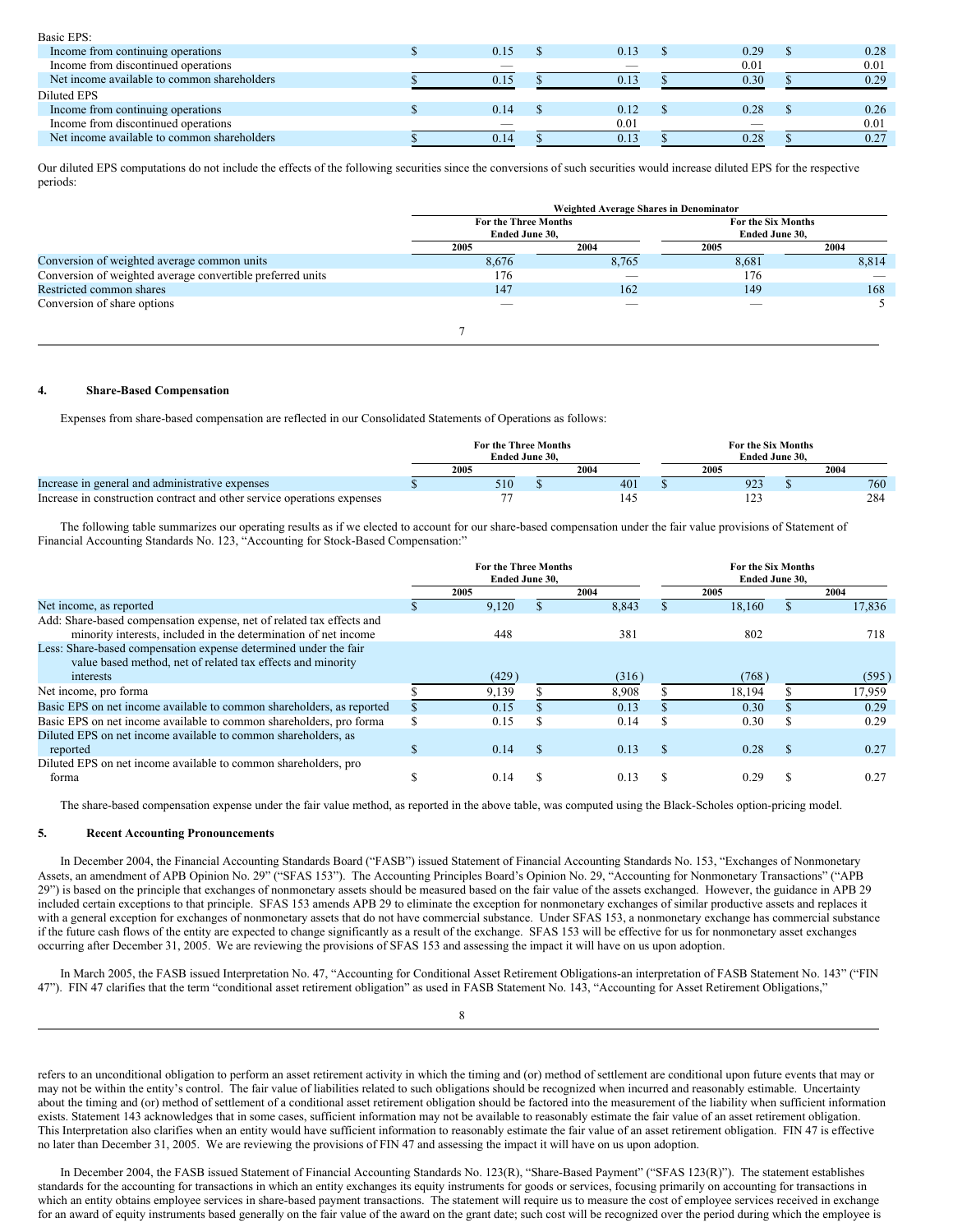| | For the Three Months Ended June 30, | | For the Six Months Ended June 30, | |
|---|---|---|---|---|
| | 2005 | 2004 | 2005 | 2004 |
| Basic EPS: | | | | |
| Income from continuing operations | $ 0.15 | $ 0.13 | $ 0.29 | $ 0.28 |
| Income from discontinued operations | — | — | 0.01 | 0.01 |
| Net income available to common shareholders | $ 0.15 | $ 0.13 | $ 0.30 | $ 0.29 |
| Diluted EPS | | | | |
| Income from continuing operations | $ 0.14 | $ 0.12 | $ 0.28 | $ 0.26 |
| Income from discontinued operations | — | 0.01 | — | 0.01 |
| Net income available to common shareholders | $ 0.14 | $ 0.13 | $ 0.28 | $ 0.27 |

Our diluted EPS computations do not include the effects of the following securities since the conversions of such securities would increase diluted EPS for the respective periods:

| | Weighted Average Shares in Denominator | | | |
|---|---|---|---|---|
| | For the Three Months Ended June 30, | | For the Six Months Ended June 30, | |
| | 2005 | 2004 | 2005 | 2004 |
| Conversion of weighted average common units | 8,676 | 8,765 | 8,681 | 8,814 |
| Conversion of weighted average convertible preferred units | 176 | — | 176 | — |
| Restricted common shares | 147 | 162 | 149 | 168 |
| Conversion of share options | — | — | — | 5 |

## 4. Share-Based Compensation

Expenses from share-based compensation are reflected in our Consolidated Statements of Operations as follows:

| | For the Three Months Ended June 30, | | For the Six Months Ended June 30, | |
|---|---|---|---|---|
| | 2005 | 2004 | 2005 | 2004 |
| Increase in general and administrative expenses | $ 510 | $ 401 | $ 923 | $ 760 |
| Increase in construction contract and other service operations expenses | 77 | 145 | 123 | 284 |

The following table summarizes our operating results as if we elected to account for our share-based compensation under the fair value provisions of Statement of Financial Accounting Standards No. 123, "Accounting for Stock-Based Compensation:"

| | For the Three Months Ended June 30, | | For the Six Months Ended June 30, | |
|---|---|---|---|---|
| | 2005 | 2004 | 2005 | 2004 |
| Net income, as reported | $ 9,120 | $ 8,843 | $ 18,160 | $ 17,836 |
| Add: Share-based compensation expense, net of related tax effects and minority interests, included in the determination of net income | 448 | 381 | 802 | 718 |
| Less: Share-based compensation expense determined under the fair value based method, net of related tax effects and minority interests | (429) | (316) | (768) | (595) |
| Net income, pro forma | $ 9,139 | $ 8,908 | $ 18,194 | $ 17,959 |
| Basic EPS on net income available to common shareholders, as reported | $ 0.15 | $ 0.13 | $ 0.30 | $ 0.29 |
| Basic EPS on net income available to common shareholders, pro forma | $ 0.15 | $ 0.14 | $ 0.30 | $ 0.29 |
| Diluted EPS on net income available to common shareholders, as reported | $ 0.14 | $ 0.13 | $ 0.28 | $ 0.27 |
| Diluted EPS on net income available to common shareholders, pro forma | $ 0.14 | $ 0.13 | $ 0.29 | $ 0.27 |

The share-based compensation expense under the fair value method, as reported in the above table, was computed using the Black-Scholes option-pricing model.

## 5. Recent Accounting Pronouncements

In December 2004, the Financial Accounting Standards Board ("FASB") issued Statement of Financial Accounting Standards No. 153, "Exchanges of Nonmonetary Assets, an amendment of APB Opinion No. 29" ("SFAS 153"). The Accounting Principles Board's Opinion No. 29, "Accounting for Nonmonetary Transactions" ("APB 29") is based on the principle that exchanges of nonmonetary assets should be measured based on the fair value of the assets exchanged. However, the guidance in APB 29 included certain exceptions to that principle. SFAS 153 amends APB 29 to eliminate the exception for nonmonetary exchanges of similar productive assets and replaces it with a general exception for exchanges of nonmonetary assets that do not have commercial substance. Under SFAS 153, a nonmonetary exchange has commercial substance if the future cash flows of the entity are expected to change significantly as a result of the exchange. SFAS 153 will be effective for us for nonmonetary asset exchanges occurring after December 31, 2005. We are reviewing the provisions of SFAS 153 and assessing the impact it will have on us upon adoption.

In March 2005, the FASB issued Interpretation No. 47, "Accounting for Conditional Asset Retirement Obligations-an interpretation of FASB Statement No. 143" ("FIN 47"). FIN 47 clarifies that the term "conditional asset retirement obligation" as used in FASB Statement No. 143, "Accounting for Asset Retirement Obligations," refers to an unconditional obligation to perform an asset retirement activity in which the timing and (or) method of settlement are conditional upon future events that may or may not be within the entity's control. The fair value of liabilities related to such obligations should be recognized when incurred and reasonably estimable. Uncertainty about the timing and (or) method of settlement of a conditional asset retirement obligation should be factored into the measurement of the liability when sufficient information exists. Statement 143 acknowledges that in some cases, sufficient information may not be available to reasonably estimate the fair value of an asset retirement obligation. This Interpretation also clarifies when an entity would have sufficient information to reasonably estimate the fair value of an asset retirement obligation. FIN 47 is effective no later than December 31, 2005. We are reviewing the provisions of FIN 47 and assessing the impact it will have on us upon adoption.

In December 2004, the FASB issued Statement of Financial Accounting Standards No. 123(R), "Share-Based Payment" ("SFAS 123(R)"). The statement establishes standards for the accounting for transactions in which an entity exchanges its equity instruments for goods or services, focusing primarily on accounting for transactions in which an entity obtains employee services in share-based payment transactions. The statement will require us to measure the cost of employee services received in exchange for an award of equity instruments based generally on the fair value of the award on the grant date; such cost will be recognized over the period during which the employee is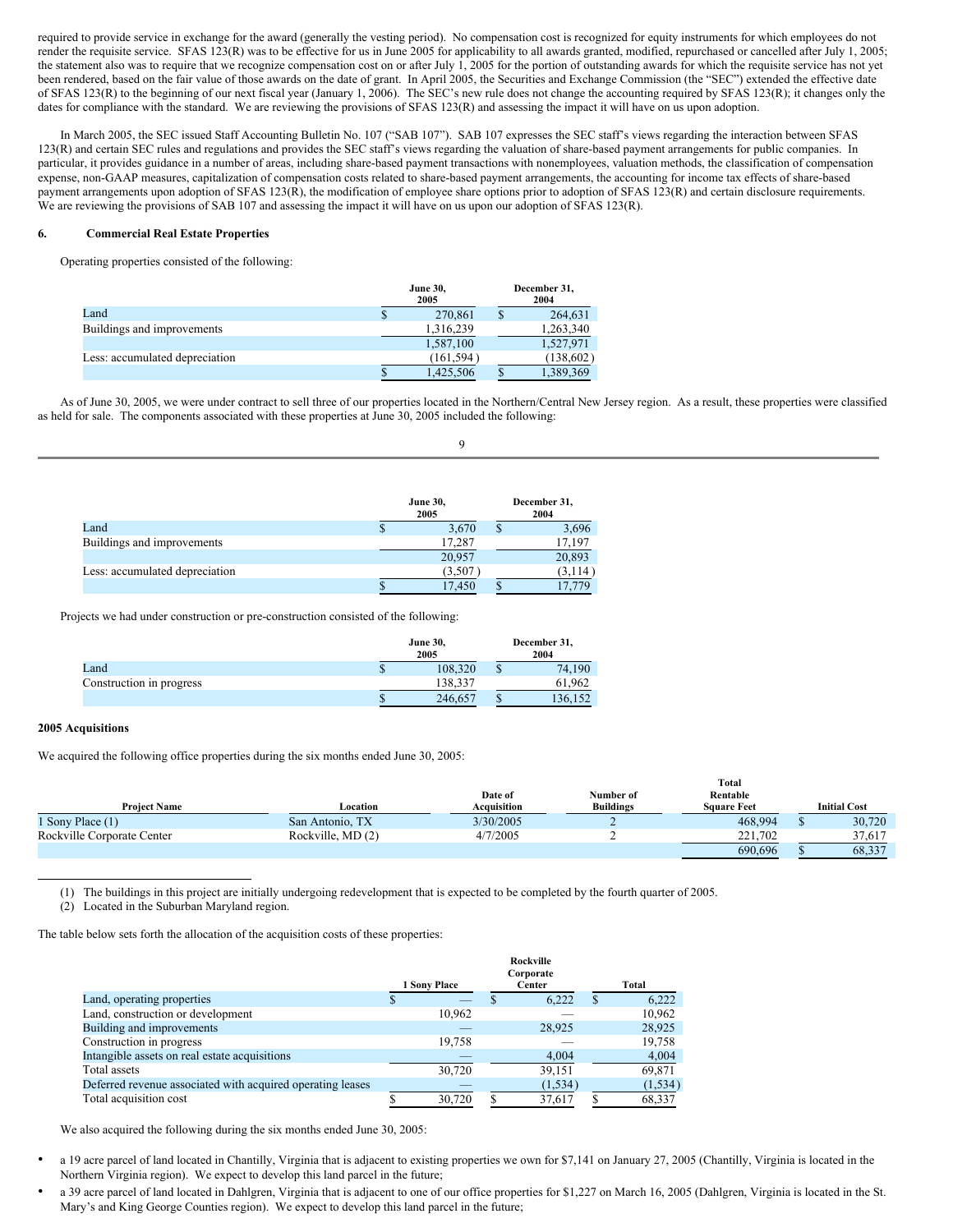required to provide service in exchange for the award (generally the vesting period). No compensation cost is recognized for equity instruments for which employees do not render the requisite service. SFAS 123(R) was to be effective for us in June 2005 for applicability to all awards granted, modified, repurchased or cancelled after July 1, 2005; the statement also was to require that we recognize compensation cost on or after July 1, 2005 for the portion of outstanding awards for which the requisite service has not yet been rendered, based on the fair value of those awards on the date of grant. In April 2005, the Securities and Exchange Commission (the "SEC") extended the effective date of SFAS 123(R) to the beginning of our next fiscal year (January 1, 2006). The SEC's new rule does not change the accounting required by SFAS 123(R); it changes only the dates for compliance with the standard. We are reviewing the provisions of SFAS 123(R) and assessing the impact it will have on us upon adoption.

In March 2005, the SEC issued Staff Accounting Bulletin No. 107 ("SAB 107"). SAB 107 expresses the SEC staff's views regarding the interaction between SFAS 123(R) and certain SEC rules and regulations and provides the SEC staff's views regarding the valuation of share-based payment arrangements for public companies. In particular, it provides guidance in a number of areas, including share-based payment transactions with nonemployees, valuation methods, the classification of compensation expense, non-GAAP measures, capitalization of compensation costs related to share-based payment arrangements, the accounting for income tax effects of share-based payment arrangements upon adoption of SFAS 123(R), the modification of employee share options prior to adoption of SFAS 123(R) and certain disclosure requirements. We are reviewing the provisions of SAB 107 and assessing the impact it will have on us upon our adoption of SFAS 123(R).

## 6. Commercial Real Estate Properties

Operating properties consisted of the following:

| | June 30, 2005 | December 31, 2004 |
|---|---|---|
| Land | $ 270,861 | $ 264,631 |
| Buildings and improvements | 1,316,239 | 1,263,340 |
| | 1,587,100 | 1,527,971 |
| Less: accumulated depreciation | (161,594) | (138,602) |
| | $ 1,425,506 | $ 1,389,369 |

As of June 30, 2005, we were under contract to sell three of our properties located in the Northern/Central New Jersey region. As a result, these properties were classified as held for sale. The components associated with these properties at June 30, 2005 included the following:

| | June 30, 2005 | December 31, 2004 |
|---|---|---|
| Land | $ 3,670 | $ 3,696 |
| Buildings and improvements | 17,287 | 17,197 |
| | 20,957 | 20,893 |
| Less: accumulated depreciation | (3,507) | (3,114) |
| | $ 17,450 | $ 17,779 |

Projects we had under construction or pre-construction consisted of the following:

| | June 30, 2005 | December 31, 2004 |
|---|---|---|
| Land | $ 108,320 | $ 74,190 |
| Construction in progress | 138,337 | 61,962 |
| | $ 246,657 | $ 136,152 |

### 2005 Acquisitions

We acquired the following office properties during the six months ended June 30, 2005:

| Project Name | Location | Date of Acquisition | Number of Buildings | Total Rentable Square Feet | Initial Cost |
|---|---|---|---|---|---|
| 1 Sony Place (1) | San Antonio, TX | 3/30/2005 | 2 | 468,994 | $ 30,720 |
| Rockville Corporate Center | Rockville, MD (2) | 4/7/2005 | 2 | 221,702 | 37,617 |
| | | | | 690,696 | $ 68,337 |

(1) The buildings in this project are initially undergoing redevelopment that is expected to be completed by the fourth quarter of 2005.

(2) Located in the Suburban Maryland region.

The table below sets forth the allocation of the acquisition costs of these properties:

| | 1 Sony Place | Rockville Corporate Center | Total |
|---|---|---|---|
| Land, operating properties | $ — | $ 6,222 | $ 6,222 |
| Land, construction or development | 10,962 | — | 10,962 |
| Building and improvements | — | 28,925 | 28,925 |
| Construction in progress | 19,758 | — | 19,758 |
| Intangible assets on real estate acquisitions | — | 4,004 | 4,004 |
| Total assets | 30,720 | 39,151 | 69,871 |
| Deferred revenue associated with acquired operating leases | — | (1,534) | (1,534) |
| Total acquisition cost | $ 30,720 | $ 37,617 | $ 68,337 |

We also acquired the following during the six months ended June 30, 2005:

- a 19 acre parcel of land located in Chantilly, Virginia that is adjacent to existing properties we own for $7,141 on January 27, 2005 (Chantilly, Virginia is located in the Northern Virginia region). We expect to develop this land parcel in the future;
- a 39 acre parcel of land located in Dahlgren, Virginia that is adjacent to one of our office properties for $1,227 on March 16, 2005 (Dahlgren, Virginia is located in the St. Mary's and King George Counties region). We expect to develop this land parcel in the future;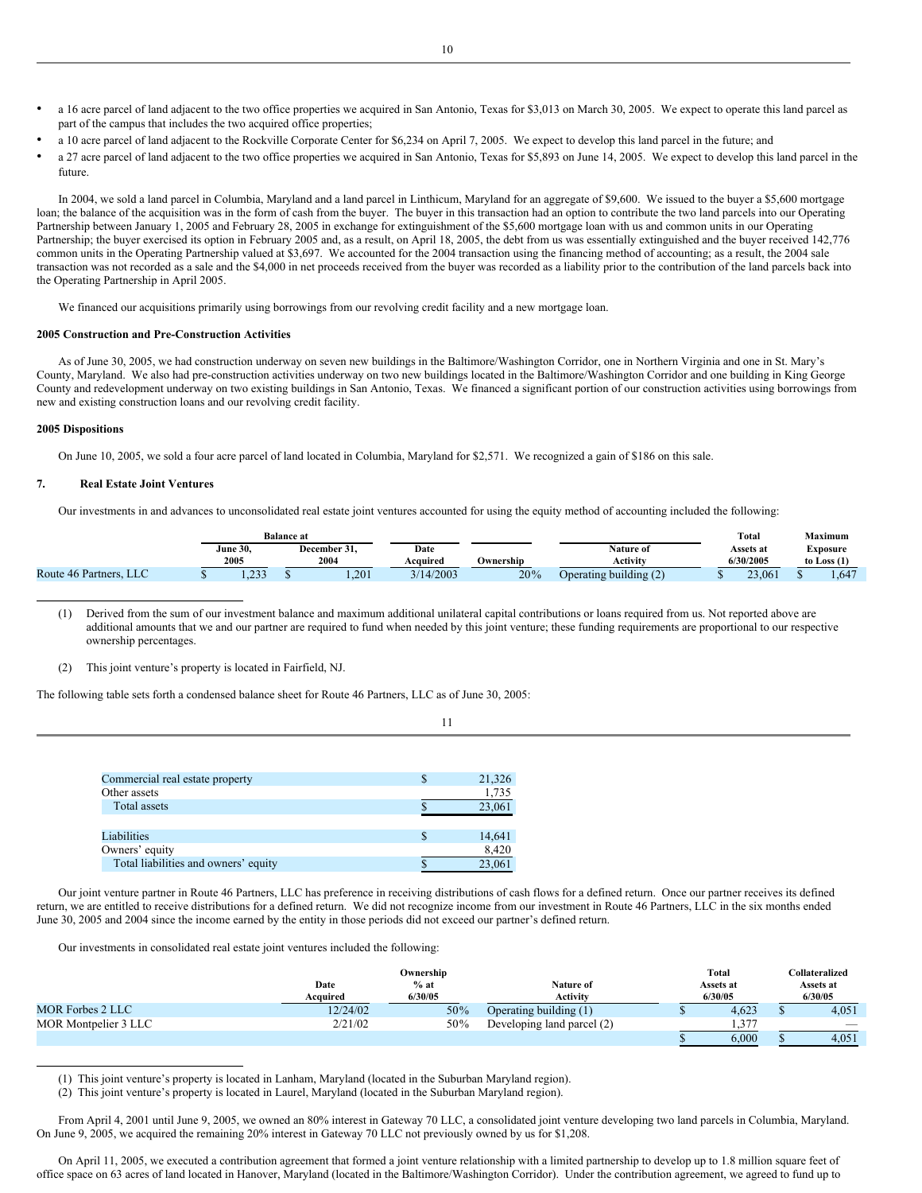- a 16 acre parcel of land adjacent to the two office properties we acquired in San Antonio, Texas for $3,013 on March 30, 2005. We expect to operate this land parcel as part of the campus that includes the two acquired office properties;
- a 10 acre parcel of land adjacent to the Rockville Corporate Center for $6,234 on April 7, 2005. We expect to develop this land parcel in the future; and
- a 27 acre parcel of land adjacent to the two office properties we acquired in San Antonio, Texas for $5,893 on June 14, 2005. We expect to develop this land parcel in the future.

In 2004, we sold a land parcel in Columbia, Maryland and a land parcel in Linthicum, Maryland for an aggregate of $9,600. We issued to the buyer a $5,600 mortgage loan; the balance of the acquisition was in the form of cash from the buyer. The buyer in this transaction had an option to contribute the two land parcels into our Operating Partnership between January 1, 2005 and February 28, 2005 in exchange for extinguishment of the $5,600 mortgage loan with us and common units in our Operating Partnership; the buyer exercised its option in February 2005 and, as a result, on April 18, 2005, the debt from us was essentially extinguished and the buyer received 142,776 common units in the Operating Partnership valued at $3,697. We accounted for the 2004 transaction using the financing method of accounting; as a result, the 2004 sale transaction was not recorded as a sale and the $4,000 in net proceeds received from the buyer was recorded as a liability prior to the contribution of the land parcels back into the Operating Partnership in April 2005.

We financed our acquisitions primarily using borrowings from our revolving credit facility and a new mortgage loan.

**2005 Construction and Pre-Construction Activities**

As of June 30, 2005, we had construction underway on seven new buildings in the Baltimore/Washington Corridor, one in Northern Virginia and one in St. Mary's County, Maryland. We also had pre-construction activities underway on two new buildings located in the Baltimore/Washington Corridor and one building in King George County and redevelopment underway on two existing buildings in San Antonio, Texas. We financed a significant portion of our construction activities using borrowings from new and existing construction loans and our revolving credit facility.

**2005 Dispositions**

On June 10, 2005, we sold a four acre parcel of land located in Columbia, Maryland for $2,571. We recognized a gain of $186 on this sale.

## 7. Real Estate Joint Ventures

Our investments in and advances to unconsolidated real estate joint ventures accounted for using the equity method of accounting included the following:

| | Balance at | | | | | | |
|---|---|---|---|---|---|---|---|
| | June 30, 2005 | December 31, 2004 | Date Acquired | Ownership | Nature of Activity | Total Assets at 6/30/2005 | Maximum Exposure to Loss (1) |
| Route 46 Partners, LLC | $ 1,233 | $ 1,201 | 3/14/2003 | 20% | Operating building (2) | $ 23,061 | $ 1,647 |

(1) Derived from the sum of our investment balance and maximum additional unilateral capital contributions or loans required from us. Not reported above are additional amounts that we and our partner are required to fund when needed by this joint venture; these funding requirements are proportional to our respective ownership percentages.

(2) This joint venture's property is located in Fairfield, NJ.

The following table sets forth a condensed balance sheet for Route 46 Partners, LLC as of June 30, 2005:

| | |
|---|---|
| Commercial real estate property | $ 21,326 |
| Other assets | 1,735 |
| Total assets | $ 23,061 |
| | |
| Liabilities | $ 14,641 |
| Owners' equity | 8,420 |
| Total liabilities and owners' equity | $ 23,061 |

Our joint venture partner in Route 46 Partners, LLC has preference in receiving distributions of cash flows for a defined return. Once our partner receives its defined return, we are entitled to receive distributions for a defined return. We did not recognize income from our investment in Route 46 Partners, LLC in the six months ended June 30, 2005 and 2004 since the income earned by the entity in those periods did not exceed our partner's defined return.

Our investments in consolidated real estate joint ventures included the following:

| | Date Acquired | Ownership % at 6/30/05 | Nature of Activity | Total Assets at 6/30/05 | Collateralized Assets at 6/30/05 |
|---|---|---|---|---|---|
| MOR Forbes 2 LLC | 12/24/02 | 50% | Operating building (1) | $ 4,623 | $ 4,051 |
| MOR Montpelier 3 LLC | 2/21/02 | 50% | Developing land parcel (2) | 1,377 | — |
| | | | | $ 6,000 | $ 4,051 |

(1) This joint venture's property is located in Lanham, Maryland (located in the Suburban Maryland region).

(2) This joint venture's property is located in Laurel, Maryland (located in the Suburban Maryland region).

From April 4, 2001 until June 9, 2005, we owned an 80% interest in Gateway 70 LLC, a consolidated joint venture developing two land parcels in Columbia, Maryland. On June 9, 2005, we acquired the remaining 20% interest in Gateway 70 LLC not previously owned by us for $1,208.

On April 11, 2005, we executed a contribution agreement that formed a joint venture relationship with a limited partnership to develop up to 1.8 million square feet of office space on 63 acres of land located in Hanover, Maryland (located in the Baltimore/Washington Corridor). Under the contribution agreement, we agreed to fund up to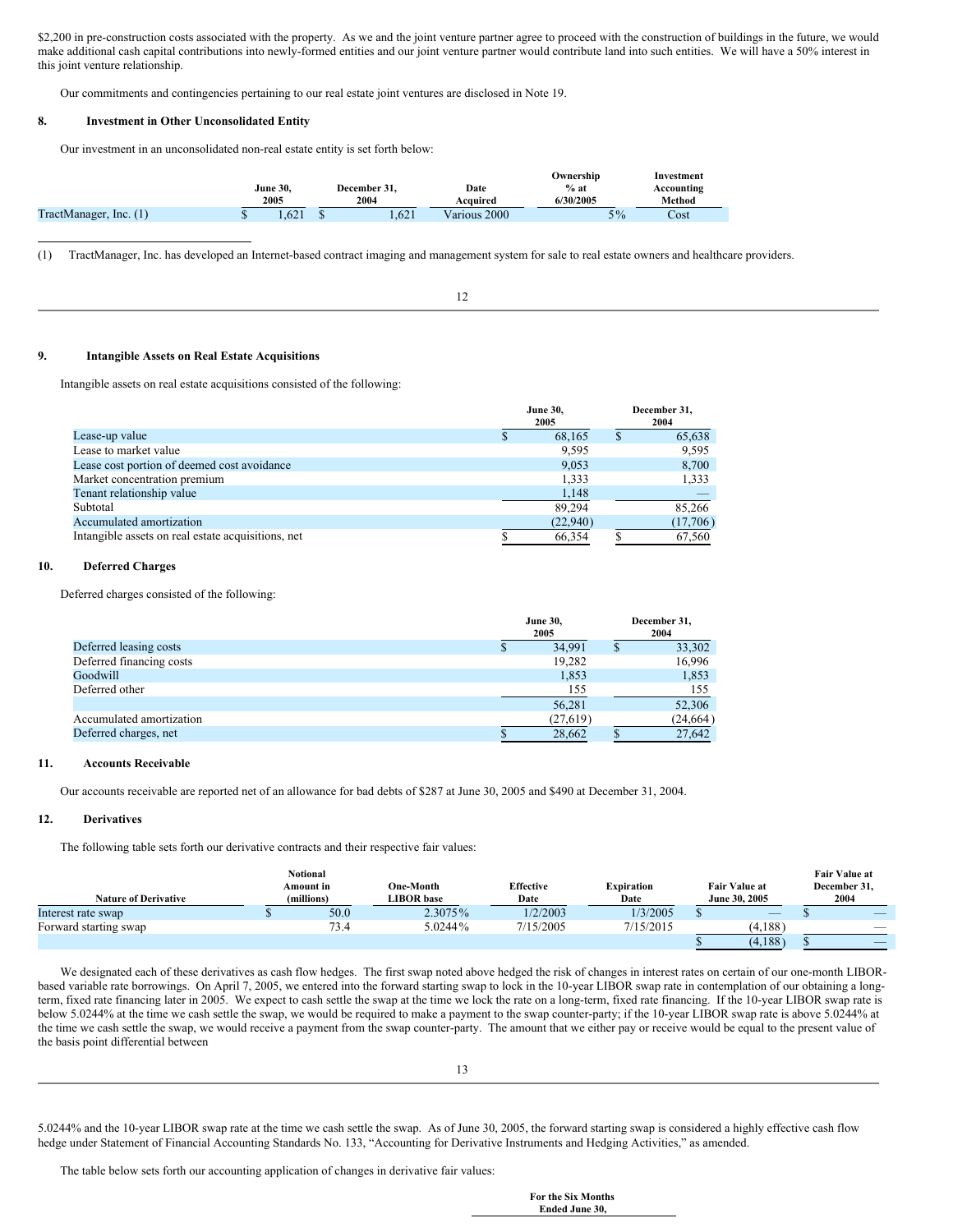$2,200 in pre-construction costs associated with the property. As we and the joint venture partner agree to proceed with the construction of buildings in the future, we would make additional cash capital contributions into newly-formed entities and our joint venture partner would contribute land into such entities. We will have a 50% interest in this joint venture relationship.

Our commitments and contingencies pertaining to our real estate joint ventures are disclosed in Note 19.

## 8. Investment in Other Unconsolidated Entity

Our investment in an unconsolidated non-real estate entity is set forth below:

| | June 30, 2005 | December 31, 2004 | Date Acquired | Ownership % at 6/30/2005 | Investment Accounting Method |
|---|---|---|---|---|---|
| TractManager, Inc. (1) | $ 1,621 | $ 1,621 | Various 2000 | 5% | Cost |

(1) TractManager, Inc. has developed an Internet-based contract imaging and management system for sale to real estate owners and healthcare providers.

## 9. Intangible Assets on Real Estate Acquisitions

Intangible assets on real estate acquisitions consisted of the following:

| | June 30, 2005 | December 31, 2004 |
|---|---|---|
| Lease-up value | $ 68,165 | $ 65,638 |
| Lease to market value | 9,595 | 9,595 |
| Lease cost portion of deemed cost avoidance | 9,053 | 8,700 |
| Market concentration premium | 1,333 | 1,333 |
| Tenant relationship value | 1,148 | — |
| Subtotal | 89,294 | 85,266 |
| Accumulated amortization | (22,940) | (17,706) |
| Intangible assets on real estate acquisitions, net | $ 66,354 | $ 67,560 |

## 10. Deferred Charges

Deferred charges consisted of the following:

| | June 30, 2005 | December 31, 2004 |
|---|---|---|
| Deferred leasing costs | $ 34,991 | $ 33,302 |
| Deferred financing costs | 19,282 | 16,996 |
| Goodwill | 1,853 | 1,853 |
| Deferred other | 155 | 155 |
| | 56,281 | 52,306 |
| Accumulated amortization | (27,619) | (24,664) |
| Deferred charges, net | $ 28,662 | $ 27,642 |

## 11. Accounts Receivable

Our accounts receivable are reported net of an allowance for bad debts of $287 at June 30, 2005 and $490 at December 31, 2004.

## 12. Derivatives

The following table sets forth our derivative contracts and their respective fair values:

| Nature of Derivative | Notional Amount in (millions) | One-Month LIBOR base | Effective Date | Expiration Date | Fair Value at June 30, 2005 | Fair Value at December 31, 2004 |
|---|---|---|---|---|---|---|
| Interest rate swap | $ 50.0 | 2.3075% | 1/2/2003 | 1/3/2005 | $ — | $ — |
| Forward starting swap | 73.4 | 5.0244% | 7/15/2005 | 7/15/2015 | (4,188) | — |
| | | | | | $ (4,188) | $ — |

We designated each of these derivatives as cash flow hedges. The first swap noted above hedged the risk of changes in interest rates on certain of our one-month LIBOR-based variable rate borrowings. On April 7, 2005, we entered into the forward starting swap to lock in the 10-year LIBOR swap rate in contemplation of our obtaining a long-term, fixed rate financing later in 2005. We expect to cash settle the swap at the time we lock the rate on a long-term, fixed rate financing. If the 10-year LIBOR swap rate is below 5.0244% at the time we cash settle the swap, we would be required to make a payment to the swap counter-party; if the 10-year LIBOR swap rate is above 5.0244% at the time we cash settle the swap, we would receive a payment from the swap counter-party. The amount that we either pay or receive would be equal to the present value of the basis point differential between 5.0244% and the 10-year LIBOR swap rate at the time we cash settle the swap. As of June 30, 2005, the forward starting swap is considered a highly effective cash flow hedge under Statement of Financial Accounting Standards No. 133, "Accounting for Derivative Instruments and Hedging Activities," as amended.

The table below sets forth our accounting application of changes in derivative fair values:

| | For the Six Months Ended June 30, |
|---|---|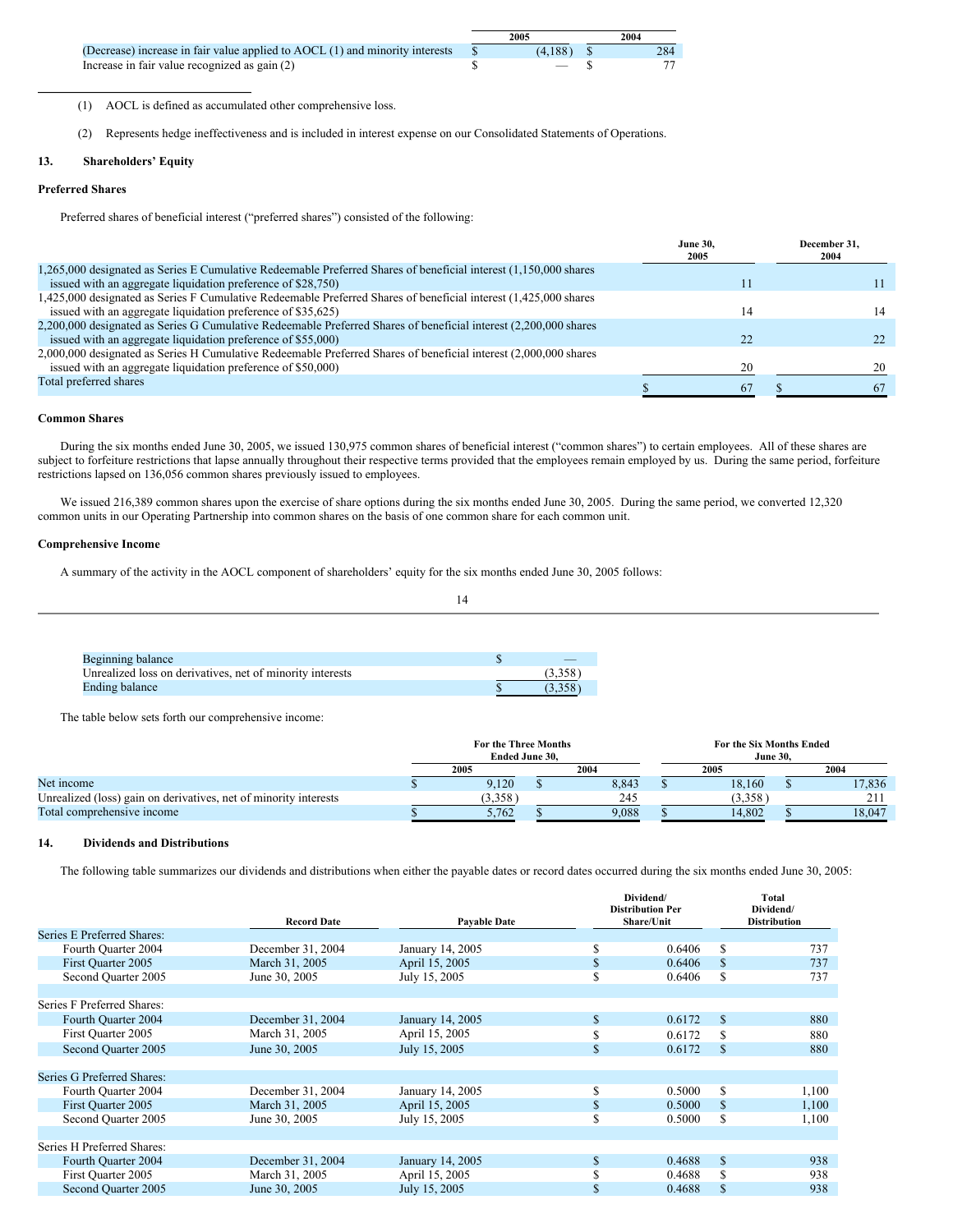| | 2005 | 2004 |
|---|---|---|
| (Decrease) increase in fair value applied to AOCL (1) and minority interests | $ (4,188) | $ 284 |
| Increase in fair value recognized as gain (2) | $ — | $ 77 |

(1) AOCL is defined as accumulated other comprehensive loss.

(2) Represents hedge ineffectiveness and is included in interest expense on our Consolidated Statements of Operations.

## 13. Shareholders' Equity

### Preferred Shares

Preferred shares of beneficial interest ("preferred shares") consisted of the following:

| | June 30, 2005 | December 31, 2004 |
|---|---|---|
| 1,265,000 designated as Series E Cumulative Redeemable Preferred Shares of beneficial interest (1,150,000 shares issued with an aggregate liquidation preference of $28,750) | 11 | 11 |
| 1,425,000 designated as Series F Cumulative Redeemable Preferred Shares of beneficial interest (1,425,000 shares issued with an aggregate liquidation preference of $35,625) | 14 | 14 |
| 2,200,000 designated as Series G Cumulative Redeemable Preferred Shares of beneficial interest (2,200,000 shares issued with an aggregate liquidation preference of $55,000) | 22 | 22 |
| 2,000,000 designated as Series H Cumulative Redeemable Preferred Shares of beneficial interest (2,000,000 shares issued with an aggregate liquidation preference of $50,000) | 20 | 20 |
| Total preferred shares | $ 67 | $ 67 |

### Common Shares

During the six months ended June 30, 2005, we issued 130,975 common shares of beneficial interest ("common shares") to certain employees. All of these shares are subject to forfeiture restrictions that lapse annually throughout their respective terms provided that the employees remain employed by us. During the same period, forfeiture restrictions lapsed on 136,056 common shares previously issued to employees.

We issued 216,389 common shares upon the exercise of share options during the six months ended June 30, 2005. During the same period, we converted 12,320 common units in our Operating Partnership into common shares on the basis of one common share for each common unit.

### Comprehensive Income

A summary of the activity in the AOCL component of shareholders' equity for the six months ended June 30, 2005 follows:

| | |
|---|---|
| Beginning balance | $ — |
| Unrealized loss on derivatives, net of minority interests | (3,358) |
| Ending balance | $ (3,358) |

The table below sets forth our comprehensive income:

| | For the Three Months Ended June 30, 2005 | For the Three Months Ended June 30, 2004 | For the Six Months Ended June 30, 2005 | For the Six Months Ended June 30, 2004 |
|---|---|---|---|---|
| Net income | $ 9,120 | $ 8,843 | $ 18,160 | $ 17,836 |
| Unrealized (loss) gain on derivatives, net of minority interests | (3,358) | 245 | (3,358) | 211 |
| Total comprehensive income | $ 5,762 | $ 9,088 | $ 14,802 | $ 18,047 |

## 14. Dividends and Distributions

The following table summarizes our dividends and distributions when either the payable dates or record dates occurred during the six months ended June 30, 2005:

| | Record Date | Payable Date | Dividend/ Distribution Per Share/Unit | Total Dividend/ Distribution |
|---|---|---|---|---|
| Series E Preferred Shares: | | | | |
| Fourth Quarter 2004 | December 31, 2004 | January 14, 2005 | $ 0.6406 | $ 737 |
| First Quarter 2005 | March 31, 2005 | April 15, 2005 | $ 0.6406 | $ 737 |
| Second Quarter 2005 | June 30, 2005 | July 15, 2005 | $ 0.6406 | $ 737 |
| Series F Preferred Shares: | | | | |
| Fourth Quarter 2004 | December 31, 2004 | January 14, 2005 | $ 0.6172 | $ 880 |
| First Quarter 2005 | March 31, 2005 | April 15, 2005 | $ 0.6172 | $ 880 |
| Second Quarter 2005 | June 30, 2005 | July 15, 2005 | $ 0.6172 | $ 880 |
| Series G Preferred Shares: | | | | |
| Fourth Quarter 2004 | December 31, 2004 | January 14, 2005 | $ 0.5000 | $ 1,100 |
| First Quarter 2005 | March 31, 2005 | April 15, 2005 | $ 0.5000 | $ 1,100 |
| Second Quarter 2005 | June 30, 2005 | July 15, 2005 | $ 0.5000 | $ 1,100 |
| Series H Preferred Shares: | | | | |
| Fourth Quarter 2004 | December 31, 2004 | January 14, 2005 | $ 0.4688 | $ 938 |
| First Quarter 2005 | March 31, 2005 | April 15, 2005 | $ 0.4688 | $ 938 |
| Second Quarter 2005 | June 30, 2005 | July 15, 2005 | $ 0.4688 | $ 938 |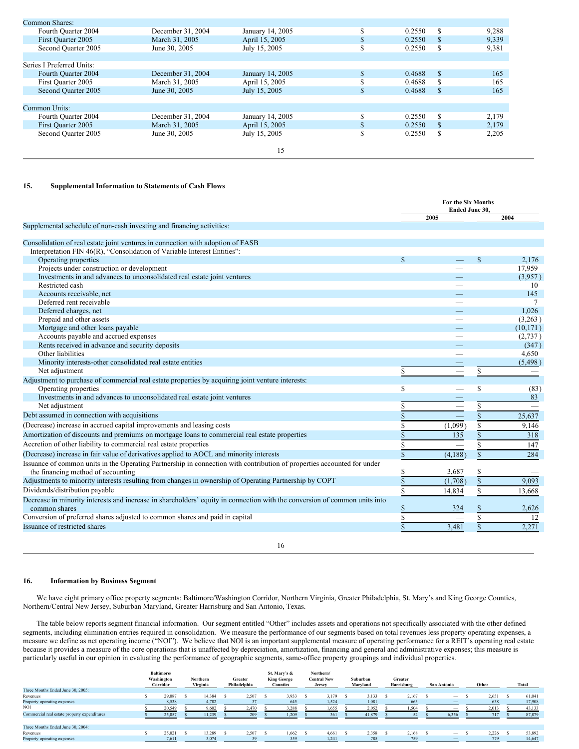| | | | | |
|---|---|---|---|---|
| Common Shares: | | | | |
| Fourth Quarter 2004 | December 31, 2004 | January 14, 2005 | $ 0.2550 | $ 9,288 |
| First Quarter 2005 | March 31, 2005 | April 15, 2005 | $ 0.2550 | $ 9,339 |
| Second Quarter 2005 | June 30, 2005 | July 15, 2005 | $ 0.2550 | $ 9,381 |
| | | | | |
| Series I Preferred Units: | | | | |
| Fourth Quarter 2004 | December 31, 2004 | January 14, 2005 | $ 0.4688 | $ 165 |
| First Quarter 2005 | March 31, 2005 | April 15, 2005 | $ 0.4688 | $ 165 |
| Second Quarter 2005 | June 30, 2005 | July 15, 2005 | $ 0.4688 | $ 165 |
| | | | | |
| Common Units: | | | | |
| Fourth Quarter 2004 | December 31, 2004 | January 14, 2005 | $ 0.2550 | $ 2,179 |
| First Quarter 2005 | March 31, 2005 | April 15, 2005 | $ 0.2550 | $ 2,179 |
| Second Quarter 2005 | June 30, 2005 | July 15, 2005 | $ 0.2550 | $ 2,205 |

## 15. Supplemental Information to Statements of Cash Flows

| | For the Six Months Ended June 30, 2005 | 2004 |
|---|---|---|
| Supplemental schedule of non-cash investing and financing activities: | | |
| Consolidation of real estate joint ventures in connection with adoption of FASB Interpretation FIN 46(R), "Consolidation of Variable Interest Entities": | | |
| Operating properties | $ — | $ 2,176 |
| Projects under construction or development | — | 17,959 |
| Investments in and advances to unconsolidated real estate joint ventures | — | (3,957) |
| Restricted cash | — | 10 |
| Accounts receivable, net | — | 145 |
| Deferred rent receivable | — | 7 |
| Deferred charges, net | — | 1,026 |
| Prepaid and other assets | — | (3,263) |
| Mortgage and other loans payable | — | (10,171) |
| Accounts payable and accrued expenses | — | (2,737) |
| Rents received in advance and security deposits | — | (347) |
| Other liabilities | — | 4,650 |
| Minority interests-other consolidated real estate entities | — | (5,498) |
| Net adjustment | $ — | $ — |
| Adjustment to purchase of commercial real estate properties by acquiring joint venture interests: | | |
| Operating properties | $ — | $ (83) |
| Investments in and advances to unconsolidated real estate joint ventures | — | 83 |
| Net adjustment | $ — | $ — |
| Debt assumed in connection with acquisitions | $ — | $ 25,637 |
| (Decrease) increase in accrued capital improvements and leasing costs | $ (1,099) | $ 9,146 |
| Amortization of discounts and premiums on mortgage loans to commercial real estate properties | $ 135 | $ 318 |
| Accretion of other liability to commercial real estate properties | $ — | $ 147 |
| (Decrease) increase in fair value of derivatives applied to AOCL and minority interests | $ (4,188) | $ 284 |
| Issuance of common units in the Operating Partnership in connection with contribution of properties accounted for under the financing method of accounting | $ 3,687 | $ — |
| Adjustments to minority interests resulting from changes in ownership of Operating Partnership by COPT | $ (1,708) | $ 9,093 |
| Dividends/distribution payable | $ 14,834 | $ 13,668 |
| Decrease in minority interests and increase in shareholders' equity in connection with the conversion of common units into common shares | $ 324 | $ 2,626 |
| Conversion of preferred shares adjusted to common shares and paid in capital | $ — | $ 12 |
| Issuance of restricted shares | $ 3,481 | $ 2,271 |

## 16. Information by Business Segment

We have eight primary office property segments: Baltimore/Washington Corridor, Northern Virginia, Greater Philadelphia, St. Mary's and King George Counties, Northern/Central New Jersey, Suburban Maryland, Greater Harrisburg and San Antonio, Texas.

The table below reports segment financial information. Our segment entitled "Other" includes assets and operations not specifically associated with the other defined segments, including elimination entries required in consolidation. We measure the performance of our segments based on total revenues less property operating expenses, a measure we define as net operating income ("NOI"). We believe that NOI is an important supplemental measure of operating performance for a REIT's operating real estate because it provides a measure of the core operations that is unaffected by depreciation, amortization, financing and general and administrative expenses; this measure is particularly useful in our opinion in evaluating the performance of geographic segments, same-office property groupings and individual properties.

| | Baltimore/ Washington Corridor | Northern Virginia | Greater Philadelphia | St. Mary's & King George Counties | Northern/ Central New Jersey | Suburban Maryland | Greater Harrisburg | San Antonio | Other | Total |
|---|---|---|---|---|---|---|---|---|---|---|
| Three Months Ended June 30, 2005: | | | | | | | | | | |
| Revenues | $ 29,087 | $ 14,384 | $ 2,507 | $ 3,933 | $ 3,179 | $ 3,133 | $ 2,167 | $ — | $ 2,651 | $ 61,041 |
| Property operating expenses | 8,538 | 4,782 | 37 | 645 | 1,524 | 1,081 | 663 | — | 638 | 17,908 |
| NOI | $ 20,549 | $ 9,602 | $ 2,470 | $ 3,288 | $ 1,655 | $ 2,052 | $ 1,504 | $ — | $ 2,013 | $ 43,133 |
| Commercial real estate property expenditures | $ 25,857 | $ 11,239 | $ 209 | $ 1,209 | $ 361 | $ 41,879 | $ 52 | $ 6,356 | $ 717 | $ 87,879 |
| | | | | | | | | | | |
| Three Months Ended June 30, 2004: | | | | | | | | | | |
| Revenues | $ 25,021 | $ 13,289 | $ 2,507 | $ 1,662 | $ 4,661 | $ 2,358 | $ 2,168 | $ — | $ 2,226 | $ 53,892 |
| Property operating expenses | 7,611 | 3,074 | 39 | 359 | 1,241 | 785 | 759 | — | 779 | 14,647 |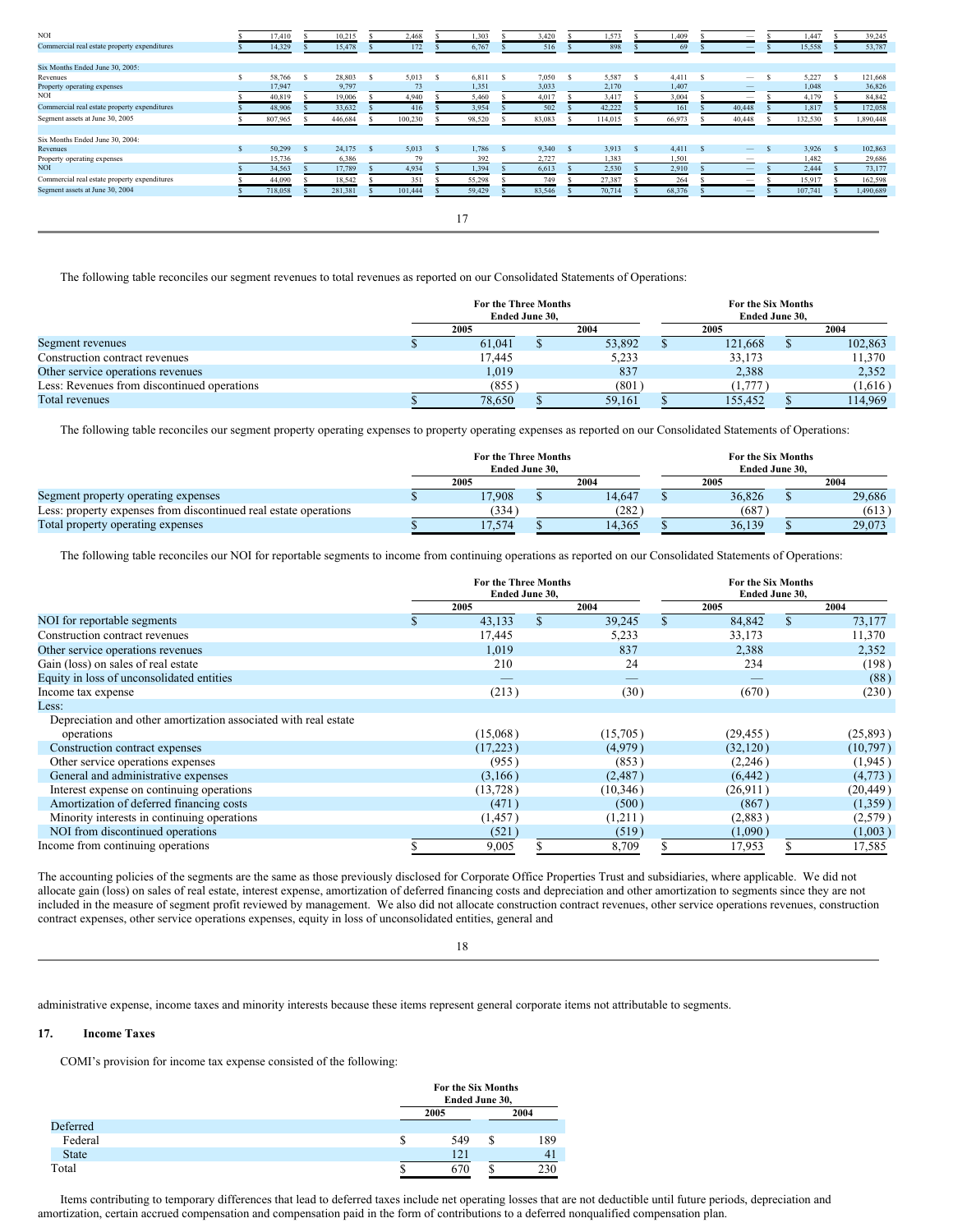| | | | | | | | | | | |
|---|---|---|---|---|---|---|---|---|---|---|
| NOI | $ 17,410 | $ 10,215 | $ 2,468 | $ 1,303 | $ 3,420 | $ 1,573 | $ 1,409 | $ — | $ 1,447 | $ 39,245 |
| Commercial real estate property expenditures | $ 14,329 | $ 15,478 | $ 172 | $ 6,767 | $ 516 | $ 898 | $ 69 | $ — | $ 15,558 | $ 53,787 |
| | | | | | | | | | | |
| Six Months Ended June 30, 2005: | | | | | | | | | | |
| Revenues | $ 58,766 | $ 28,803 | $ 5,013 | $ 6,811 | $ 7,050 | $ 5,587 | $ 4,411 | $ — | $ 5,227 | $ 121,668 |
| Property operating expenses | 17,947 | 9,797 | 73 | 1,351 | 3,033 | 2,170 | 1,407 | — | 1,048 | 36,826 |
| NOI | $ 40,819 | $ 19,006 | $ 4,940 | $ 5,460 | $ 4,017 | $ 3,417 | $ 3,004 | $ — | $ 4,179 | $ 84,842 |
| Commercial real estate property expenditures | $ 48,906 | $ 33,632 | $ 416 | $ 3,954 | $ 502 | $ 42,222 | $ 161 | $ 40,448 | $ 1,817 | $ 172,058 |
| Segment assets at June 30, 2005 | $ 807,965 | $ 446,684 | $ 100,230 | $ 98,520 | $ 83,083 | $ 114,015 | $ 66,973 | $ 40,448 | $ 132,530 | $ 1,890,448 |
| | | | | | | | | | | |
| Six Months Ended June 30, 2004: | | | | | | | | | | |
| Revenues | $ 50,299 | $ 24,175 | $ 5,013 | $ 1,786 | $ 9,340 | $ 3,913 | $ 4,411 | $ — | $ 3,926 | $ 102,863 |
| Property operating expenses | 15,736 | 6,386 | 79 | 392 | 2,727 | 1,383 | 1,501 | — | 1,482 | 29,686 |
| NOI | $ 34,563 | $ 17,789 | $ 4,934 | $ 1,394 | $ 6,613 | $ 2,530 | $ 2,910 | $ — | $ 2,444 | $ 73,177 |
| Commercial real estate property expenditures | $ 44,090 | $ 18,542 | $ 351 | $ 55,298 | $ 749 | $ 27,387 | $ 264 | $ — | $ 15,917 | $ 162,598 |
| Segment assets at June 30, 2004 | $ 718,058 | $ 281,381 | $ 101,444 | $ 59,429 | $ 83,546 | $ 70,714 | $ 68,376 | $ — | $ 107,741 | $ 1,490,689 |

The following table reconciles our segment revenues to total revenues as reported on our Consolidated Statements of Operations:

| | For the Three Months Ended June 30, | | For the Six Months Ended June 30, | |
|---|---|---|---|---|
| | 2005 | 2004 | 2005 | 2004 |
| Segment revenues | $ 61,041 | $ 53,892 | $ 121,668 | $ 102,863 |
| Construction contract revenues | 17,445 | 5,233 | 33,173 | 11,370 |
| Other service operations revenues | 1,019 | 837 | 2,388 | 2,352 |
| Less: Revenues from discontinued operations | (855) | (801) | (1,777) | (1,616) |
| Total revenues | $ 78,650 | $ 59,161 | $ 155,452 | $ 114,969 |

The following table reconciles our segment property operating expenses to property operating expenses as reported on our Consolidated Statements of Operations:

| | For the Three Months Ended June 30, | | For the Six Months Ended June 30, | |
|---|---|---|---|---|
| | 2005 | 2004 | 2005 | 2004 |
| Segment property operating expenses | $ 17,908 | $ 14,647 | $ 36,826 | $ 29,686 |
| Less: property expenses from discontinued real estate operations | (334) | (282) | (687) | (613) |
| Total property operating expenses | $ 17,574 | $ 14,365 | $ 36,139 | $ 29,073 |

The following table reconciles our NOI for reportable segments to income from continuing operations as reported on our Consolidated Statements of Operations:

| | For the Three Months Ended June 30, | | For the Six Months Ended June 30, | |
|---|---|---|---|---|
| | 2005 | 2004 | 2005 | 2004 |
| NOI for reportable segments | $ 43,133 | $ 39,245 | $ 84,842 | $ 73,177 |
| Construction contract revenues | 17,445 | 5,233 | 33,173 | 11,370 |
| Other service operations revenues | 1,019 | 837 | 2,388 | 2,352 |
| Gain (loss) on sales of real estate | 210 | 24 | 234 | (198) |
| Equity in loss of unconsolidated entities | — | — | — | (88) |
| Income tax expense | (213) | (30) | (670) | (230) |
| Less: | | | | |
| Depreciation and other amortization associated with real estate operations | (15,068) | (15,705) | (29,455) | (25,893) |
| Construction contract expenses | (17,223) | (4,979) | (32,120) | (10,797) |
| Other service operations expenses | (955) | (853) | (2,246) | (1,945) |
| General and administrative expenses | (3,166) | (2,487) | (6,442) | (4,773) |
| Interest expense on continuing operations | (13,728) | (10,346) | (26,911) | (20,449) |
| Amortization of deferred financing costs | (471) | (500) | (867) | (1,359) |
| Minority interests in continuing operations | (1,457) | (1,211) | (2,883) | (2,579) |
| NOI from discontinued operations | (521) | (519) | (1,090) | (1,003) |
| Income from continuing operations | $ 9,005 | $ 8,709 | $ 17,953 | $ 17,585 |

The accounting policies of the segments are the same as those previously disclosed for Corporate Office Properties Trust and subsidiaries, where applicable. We did not allocate gain (loss) on sales of real estate, interest expense, amortization of deferred financing costs and depreciation and other amortization to segments since they are not included in the measure of segment profit reviewed by management. We also did not allocate construction contract revenues, other service operations revenues, construction contract expenses, other service operations expenses, equity in loss of unconsolidated entities, general and administrative expense, income taxes and minority interests because these items represent general corporate items not attributable to segments.

## 17. Income Taxes

COMI's provision for income tax expense consisted of the following:

| | For the Six Months Ended June 30, | |
|---|---|---|
| | 2005 | 2004 |
| Deferred | | |
| Federal | $ 549 | $ 189 |
| State | 121 | 41 |
| Total | $ 670 | $ 230 |

Items contributing to temporary differences that lead to deferred taxes include net operating losses that are not deductible until future periods, depreciation and amortization, certain accrued compensation and compensation paid in the form of contributions to a deferred nonqualified compensation plan.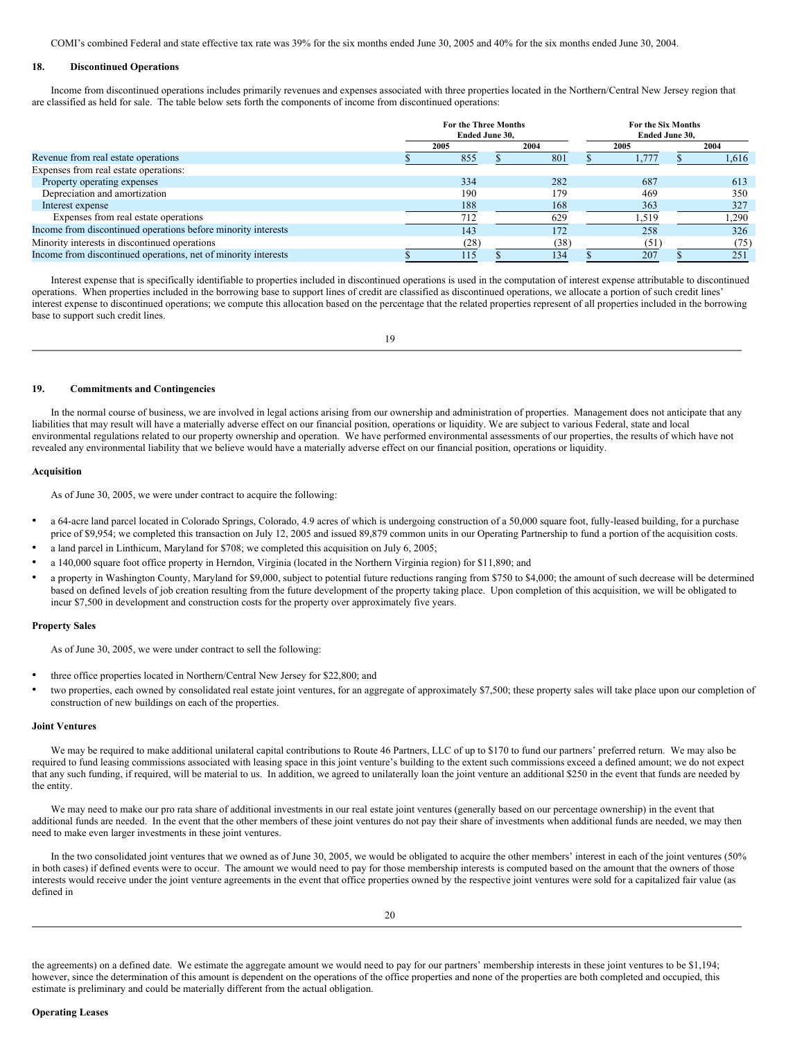COMI's combined Federal and state effective tax rate was 39% for the six months ended June 30, 2005 and 40% for the six months ended June 30, 2004.

## 18. Discontinued Operations

Income from discontinued operations includes primarily revenues and expenses associated with three properties located in the Northern/Central New Jersey region that are classified as held for sale. The table below sets forth the components of income from discontinued operations:

| | For the Three Months Ended June 30, | | For the Six Months Ended June 30, | |
|---|---|---|---|---|
| | 2005 | 2004 | 2005 | 2004 |
| Revenue from real estate operations | $ 855 | $ 801 | $ 1,777 | $ 1,616 |
| Expenses from real estate operations: | | | | |
| Property operating expenses | 334 | 282 | 687 | 613 |
| Depreciation and amortization | 190 | 179 | 469 | 350 |
| Interest expense | 188 | 168 | 363 | 327 |
| Expenses from real estate operations | 712 | 629 | 1,519 | 1,290 |
| Income from discontinued operations before minority interests | 143 | 172 | 258 | 326 |
| Minority interests in discontinued operations | (28) | (38) | (51) | (75) |
| Income from discontinued operations, net of minority interests | $ 115 | $ 134 | $ 207 | $ 251 |

Interest expense that is specifically identifiable to properties included in discontinued operations is used in the computation of interest expense attributable to discontinued operations. When properties included in the borrowing base to support lines of credit are classified as discontinued operations, we allocate a portion of such credit lines' interest expense to discontinued operations; we compute this allocation based on the percentage that the related properties represent of all properties included in the borrowing base to support such credit lines.

## 19. Commitments and Contingencies

In the normal course of business, we are involved in legal actions arising from our ownership and administration of properties. Management does not anticipate that any liabilities that may result will have a materially adverse effect on our financial position, operations or liquidity. We are subject to various Federal, state and local environmental regulations related to our property ownership and operation. We have performed environmental assessments of our properties, the results of which have not revealed any environmental liability that we believe would have a materially adverse effect on our financial position, operations or liquidity.

### Acquisition

As of June 30, 2005, we were under contract to acquire the following:

- a 64-acre land parcel located in Colorado Springs, Colorado, 4.9 acres of which is undergoing construction of a 50,000 square foot, fully-leased building, for a purchase price of $9,954; we completed this transaction on July 12, 2005 and issued 89,879 common units in our Operating Partnership to fund a portion of the acquisition costs.
- a land parcel in Linthicum, Maryland for $708; we completed this acquisition on July 6, 2005;
- a 140,000 square foot office property in Herndon, Virginia (located in the Northern Virginia region) for $11,890; and
- a property in Washington County, Maryland for $9,000, subject to potential future reductions ranging from $750 to $4,000; the amount of such decrease will be determined based on defined levels of job creation resulting from the future development of the property taking place. Upon completion of this acquisition, we will be obligated to incur $7,500 in development and construction costs for the property over approximately five years.

### Property Sales

As of June 30, 2005, we were under contract to sell the following:

- three office properties located in Northern/Central New Jersey for $22,800; and
- two properties, each owned by consolidated real estate joint ventures, for an aggregate of approximately $7,500; these property sales will take place upon our completion of construction of new buildings on each of the properties.

### Joint Ventures

We may be required to make additional unilateral capital contributions to Route 46 Partners, LLC of up to $170 to fund our partners' preferred return. We may also be required to fund leasing commissions associated with leasing space in this joint venture's building to the extent such commissions exceed a defined amount; we do not expect that any such funding, if required, will be material to us. In addition, we agreed to unilaterally loan the joint venture an additional $250 in the event that funds are needed by the entity.

We may need to make our pro rata share of additional investments in our real estate joint ventures (generally based on our percentage ownership) in the event that additional funds are needed. In the event that the other members of these joint ventures do not pay their share of investments when additional funds are needed, we may then need to make even larger investments in these joint ventures.

In the two consolidated joint ventures that we owned as of June 30, 2005, we would be obligated to acquire the other members' interest in each of the joint ventures (50% in both cases) if defined events were to occur. The amount we would need to pay for those membership interests is computed based on the amount that the owners of those interests would receive under the joint venture agreements in the event that office properties owned by the respective joint ventures were sold for a capitalized fair value (as defined in the agreements) on a defined date. We estimate the aggregate amount we would need to pay for our partners' membership interests in these joint ventures to be $1,194; however, since the determination of this amount is dependent on the operations of the office properties and none of the properties are both completed and occupied, this estimate is preliminary and could be materially different from the actual obligation.

### Operating Leases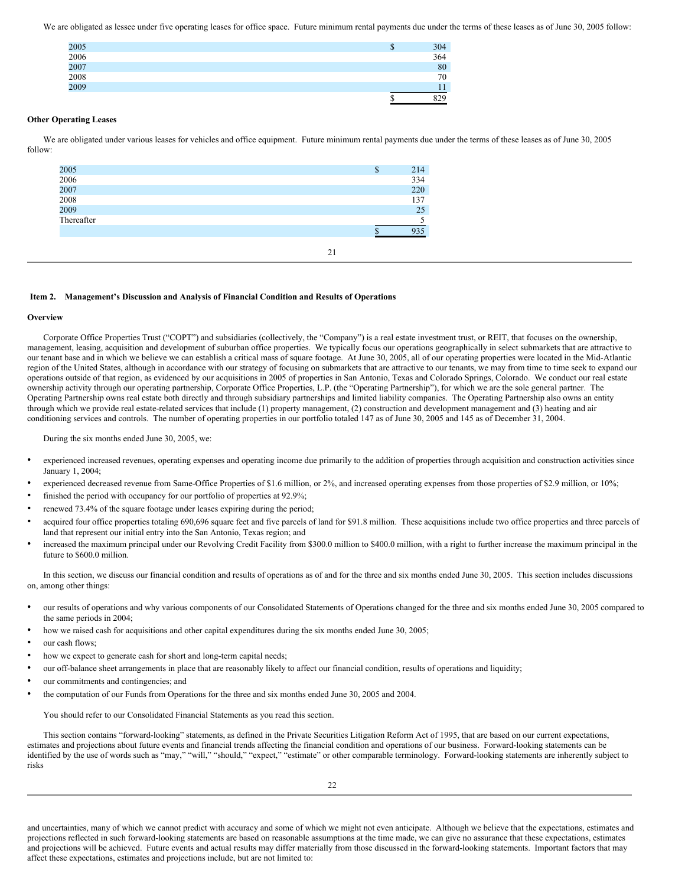We are obligated as lessee under five operating leases for office space. Future minimum rental payments due under the terms of these leases as of June 30, 2005 follow:

| | |
|---|---|
| 2005 | $ 304 |
| 2006 | 364 |
| 2007 | 80 |
| 2008 | 70 |
| 2009 | 11 |
| | $ 829 |

**Other Operating Leases**

We are obligated under various leases for vehicles and office equipment. Future minimum rental payments due under the terms of these leases as of June 30, 2005 follow:

| | |
|---|---|
| 2005 | $ 214 |
| 2006 | 334 |
| 2007 | 220 |
| 2008 | 137 |
| 2009 | 25 |
| Thereafter | 5 |
| | $ 935 |

## Item 2. Management's Discussion and Analysis of Financial Condition and Results of Operations

**Overview**

Corporate Office Properties Trust ("COPT") and subsidiaries (collectively, the "Company") is a real estate investment trust, or REIT, that focuses on the ownership, management, leasing, acquisition and development of suburban office properties. We typically focus our operations geographically in select submarkets that are attractive to our tenant base and in which we believe we can establish a critical mass of square footage. At June 30, 2005, all of our operating properties were located in the Mid-Atlantic region of the United States, although in accordance with our strategy of focusing on submarkets that are attractive to our tenants, we may from time to time seek to expand our operations outside of that region, as evidenced by our acquisitions in 2005 of properties in San Antonio, Texas and Colorado Springs, Colorado. We conduct our real estate ownership activity through our operating partnership, Corporate Office Properties, L.P. (the "Operating Partnership"), for which we are the sole general partner. The Operating Partnership owns real estate both directly and through subsidiary partnerships and limited liability companies. The Operating Partnership also owns an entity through which we provide real estate-related services that include (1) property management, (2) construction and development management and (3) heating and air conditioning services and controls. The number of operating properties in our portfolio totaled 147 as of June 30, 2005 and 145 as of December 31, 2004.

During the six months ended June 30, 2005, we:

- experienced increased revenues, operating expenses and operating income due primarily to the addition of properties through acquisition and construction activities since January 1, 2004;
- experienced decreased revenue from Same-Office Properties of $1.6 million, or 2%, and increased operating expenses from those properties of $2.9 million, or 10%;
- finished the period with occupancy for our portfolio of properties at 92.9%;
- renewed 73.4% of the square footage under leases expiring during the period;
- acquired four office properties totaling 690,696 square feet and five parcels of land for $91.8 million. These acquisitions include two office properties and three parcels of land that represent our initial entry into the San Antonio, Texas region; and
- increased the maximum principal under our Revolving Credit Facility from $300.0 million to $400.0 million, with a right to further increase the maximum principal in the future to $600.0 million.

In this section, we discuss our financial condition and results of operations as of and for the three and six months ended June 30, 2005. This section includes discussions on, among other things:

- our results of operations and why various components of our Consolidated Statements of Operations changed for the three and six months ended June 30, 2005 compared to the same periods in 2004;
- how we raised cash for acquisitions and other capital expenditures during the six months ended June 30, 2005;
- our cash flows;
- how we expect to generate cash for short and long-term capital needs;
- our off-balance sheet arrangements in place that are reasonably likely to affect our financial condition, results of operations and liquidity;
- our commitments and contingencies; and
- the computation of our Funds from Operations for the three and six months ended June 30, 2005 and 2004.

You should refer to our Consolidated Financial Statements as you read this section.

This section contains "forward-looking" statements, as defined in the Private Securities Litigation Reform Act of 1995, that are based on our current expectations, estimates and projections about future events and financial trends affecting the financial condition and operations of our business. Forward-looking statements can be identified by the use of words such as "may," "will," "should," "expect," "estimate" or other comparable terminology. Forward-looking statements are inherently subject to risks and uncertainties, many of which we cannot predict with accuracy and some of which we might not even anticipate. Although we believe that the expectations, estimates and projections reflected in such forward-looking statements are based on reasonable assumptions at the time made, we can give no assurance that these expectations, estimates and projections will be achieved. Future events and actual results may differ materially from those discussed in the forward-looking statements. Important factors that may affect these expectations, estimates and projections include, but are not limited to: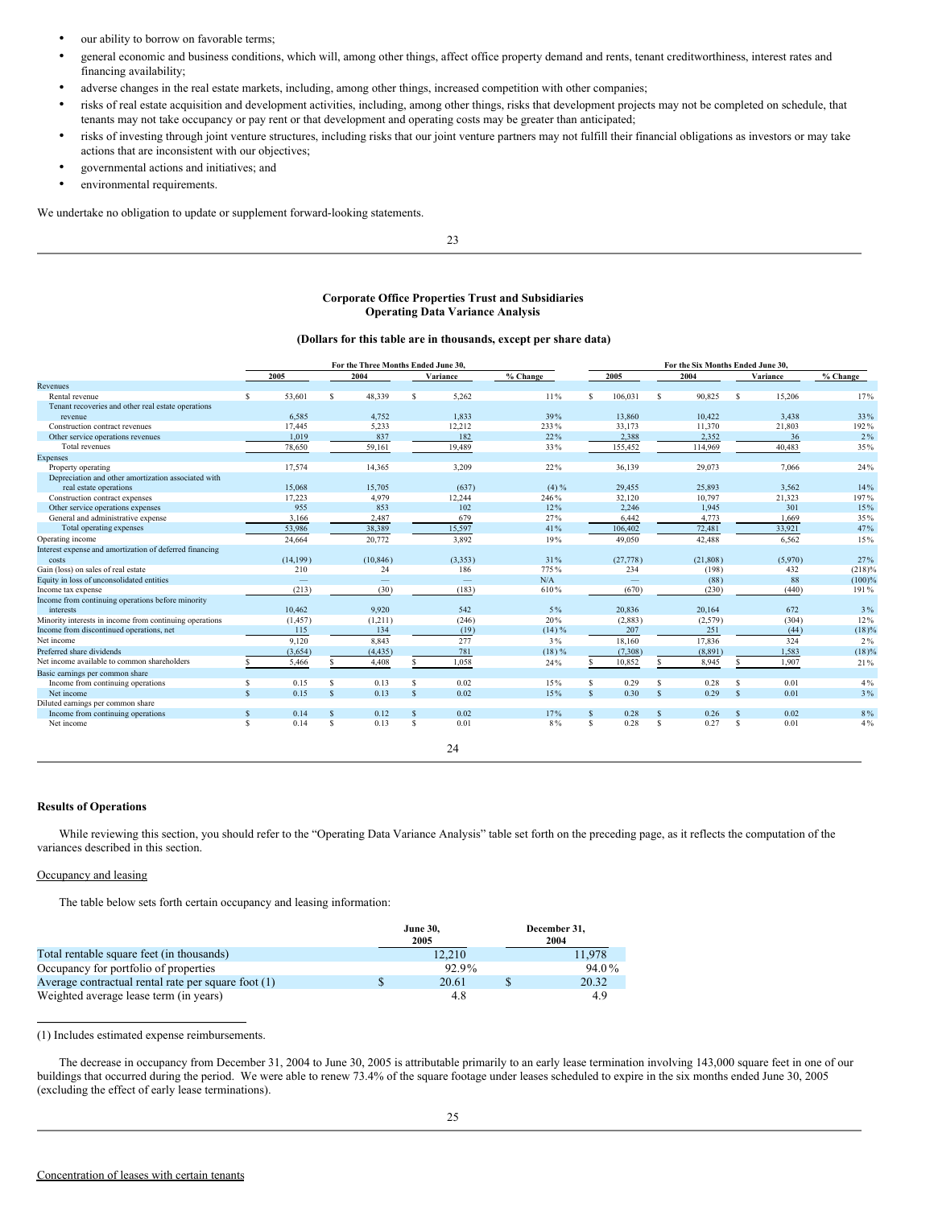- our ability to borrow on favorable terms;
- general economic and business conditions, which will, among other things, affect office property demand and rents, tenant creditworthiness, interest rates and financing availability;
- adverse changes in the real estate markets, including, among other things, increased competition with other companies;
- risks of real estate acquisition and development activities, including, among other things, risks that development projects may not be completed on schedule, that tenants may not take occupancy or pay rent or that development and operating costs may be greater than anticipated;
- risks of investing through joint venture structures, including risks that our joint venture partners may not fulfill their financial obligations as investors or may take actions that are inconsistent with our objectives;
- governmental actions and initiatives; and
- environmental requirements.

We undertake no obligation to update or supplement forward-looking statements.

**Corporate Office Properties Trust and Subsidiaries**
**Operating Data Variance Analysis**

**(Dollars for this table are in thousands, except per share data)**

| | For the Three Months Ended June 30, | | | | For the Six Months Ended June 30, | | | |
|---|---|---|---|---|---|---|---|---|
| | 2005 | 2004 | Variance | % Change | 2005 | 2004 | Variance | % Change |
| **Revenues** | | | | | | | | |
| Rental revenue | $ 53,601 | $ 48,339 | $ 5,262 | 11% | $ 106,031 | $ 90,825 | $ 15,206 | 17% |
| Tenant recoveries and other real estate operations revenue | 6,585 | 4,752 | 1,833 | 39% | 13,860 | 10,422 | 3,438 | 33% |
| Construction contract revenues | 17,445 | 5,233 | 12,212 | 233% | 33,173 | 11,370 | 21,803 | 192% |
| Other service operations revenues | 1,019 | 837 | 182 | 22% | 2,388 | 2,352 | 36 | 2% |
| Total revenues | 78,650 | 59,161 | 19,489 | 33% | 155,452 | 114,969 | 40,483 | 35% |
| **Expenses** | | | | | | | | |
| Property operating | 17,574 | 14,365 | 3,209 | 22% | 36,139 | 29,073 | 7,066 | 24% |
| Depreciation and other amortization associated with real estate operations | 15,068 | 15,705 | (637) | (4)% | 29,455 | 25,893 | 3,562 | 14% |
| Construction contract expenses | 17,223 | 4,979 | 12,244 | 246% | 32,120 | 10,797 | 21,323 | 197% |
| Other service operations expenses | 955 | 853 | 102 | 12% | 2,246 | 1,945 | 301 | 15% |
| General and administrative expense | 3,166 | 2,487 | 679 | 27% | 6,442 | 4,773 | 1,669 | 35% |
| Total operating expenses | 53,986 | 38,389 | 15,597 | 41% | 106,402 | 72,481 | 33,921 | 47% |
| Operating income | 24,664 | 20,772 | 3,892 | 19% | 49,050 | 42,488 | 6,562 | 15% |
| Interest expense and amortization of deferred financing costs | (14,199) | (10,846) | (3,353) | 31% | (27,778) | (21,808) | (5,970) | 27% |
| Gain (loss) on sales of real estate | 210 | 24 | 186 | 775% | 234 | (198) | 432 | (218)% |
| Equity in loss of unconsolidated entities | — | — | — | N/A | — | (88) | 88 | (100)% |
| Income tax expense | (213) | (30) | (183) | 610% | (670) | (230) | (440) | 191% |
| Income from continuing operations before minority interests | 10,462 | 9,920 | 542 | 5% | 20,836 | 20,164 | 672 | 3% |
| Minority interests in income from continuing operations | (1,457) | (1,211) | (246) | 20% | (2,883) | (2,579) | (304) | 12% |
| Income from discontinued operations, net | 115 | 134 | (19) | (14)% | 207 | 251 | (44) | (18)% |
| Net income | 9,120 | 8,843 | 277 | 3% | 18,160 | 17,836 | 324 | 2% |
| Preferred share dividends | (3,654) | (4,435) | 781 | (18)% | (7,308) | (8,891) | 1,583 | (18)% |
| Net income available to common shareholders | $ 5,466 | $ 4,408 | $ 1,058 | 24% | $ 10,852 | $ 8,945 | $ 1,907 | 21% |
| Basic earnings per common share | | | | | | | | |
| Income from continuing operations | $ 0.15 | $ 0.13 | $ 0.02 | 15% | $ 0.29 | $ 0.28 | $ 0.01 | 4% |
| Net income | $ 0.15 | $ 0.13 | $ 0.02 | 15% | $ 0.30 | $ 0.29 | $ 0.01 | 3% |
| Diluted earnings per common share | | | | | | | | |
| Income from continuing operations | $ 0.14 | $ 0.12 | $ 0.02 | 17% | $ 0.28 | $ 0.26 | $ 0.02 | 8% |
| Net income | $ 0.14 | $ 0.13 | $ 0.01 | 8% | $ 0.28 | $ 0.27 | $ 0.01 | 4% |

### Results of Operations

While reviewing this section, you should refer to the "Operating Data Variance Analysis" table set forth on the preceding page, as it reflects the computation of the variances described in this section.

Occupancy and leasing

The table below sets forth certain occupancy and leasing information:

| | June 30, 2005 | December 31, 2004 |
|---|---|---|
| Total rentable square feet (in thousands) | 12,210 | 11,978 |
| Occupancy for portfolio of properties | 92.9% | 94.0% |
| Average contractual rental rate per square foot (1) | $ 20.61 | $ 20.32 |
| Weighted average lease term (in years) | 4.8 | 4.9 |

(1) Includes estimated expense reimbursements.

The decrease in occupancy from December 31, 2004 to June 30, 2005 is attributable primarily to an early lease termination involving 143,000 square feet in one of our buildings that occurred during the period. We were able to renew 73.4% of the square footage under leases scheduled to expire in the six months ended June 30, 2005 (excluding the effect of early lease terminations).

Concentration of leases with certain tenants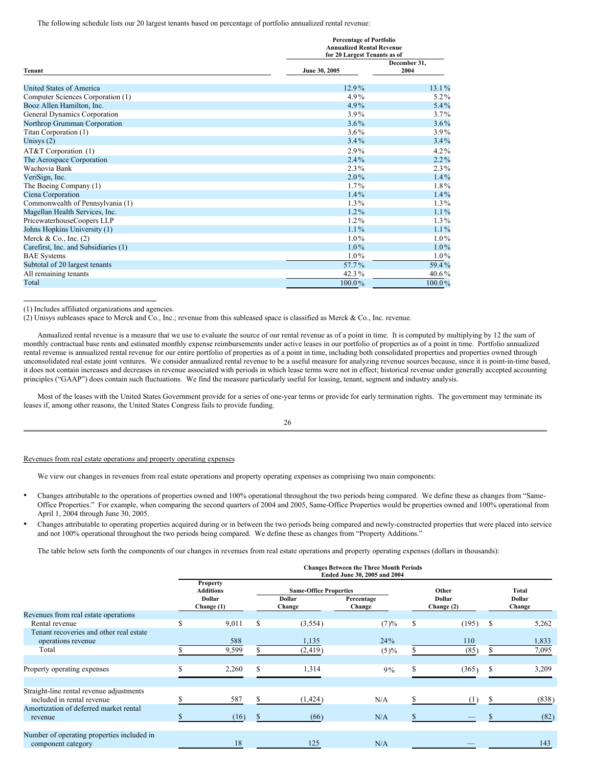The following schedule lists our 20 largest tenants based on percentage of portfolio annualized rental revenue:

| Tenant | Percentage of Portfolio Annualized Rental Revenue for 20 Largest Tenants as of June 30, 2005 | December 31, 2004 |
|---|---|---|
| United States of America | 12.9% | 13.1% |
| Computer Sciences Corporation (1) | 4.9% | 5.2% |
| Booz Allen Hamilton, Inc. | 4.9% | 5.4% |
| General Dynamics Corporation | 3.9% | 3.7% |
| Northrop Grumman Corporation | 3.6% | 3.6% |
| Titan Corporation (1) | 3.6% | 3.9% |
| Unisys (2) | 3.4% | 3.4% |
| AT&T Corporation (1) | 2.9% | 4.2% |
| The Aerospace Corporation | 2.4% | 2.2% |
| Wachovia Bank | 2.3% | 2.3% |
| VeriSign, Inc. | 2.0% | 1.4% |
| The Boeing Company (1) | 1.7% | 1.8% |
| Ciena Corporation | 1.4% | 1.4% |
| Commonwealth of Pennsylvania (1) | 1.3% | 1.3% |
| Magellan Health Services, Inc. | 1.2% | 1.1% |
| PricewaterhouseCoopers LLP | 1.2% | 1.3% |
| Johns Hopkins University (1) | 1.1% | 1.1% |
| Merck & Co., Inc. (2) | 1.0% | 1.0% |
| Carefirst, Inc. and Subsidiaries (1) | 1.0% | 1.0% |
| BAE Systems | 1.0% | 1.0% |
| Subtotal of 20 largest tenants | 57.7% | 59.4% |
| All remaining tenants | 42.3% | 40.6% |
| Total | 100.0% | 100.0% |

(1) Includes affiliated organizations and agencies.
(2) Unisys subleases space to Merck and Co., Inc.; revenue from this subleased space is classified as Merck & Co., Inc. revenue.

Annualized rental revenue is a measure that we use to evaluate the source of our rental revenue as of a point in time. It is computed by multiplying by 12 the sum of monthly contractual base rents and estimated monthly expense reimbursements under active leases in our portfolio of properties as of a point in time. Portfolio annualized rental revenue is annualized rental revenue for our entire portfolio of properties as of a point in time, including both consolidated properties and properties owned through unconsolidated real estate joint ventures. We consider annualized rental revenue to be a useful measure for analyzing revenue sources because, since it is point-in-time based, it does not contain increases and decreases in revenue associated with periods in which lease terms were not in effect; historical revenue under generally accepted accounting principles ("GAAP") does contain such fluctuations. We find the measure particularly useful for leasing, tenant, segment and industry analysis.

Most of the leases with the United States Government provide for a series of one-year terms or provide for early termination rights. The government may terminate its leases if, among other reasons, the United States Congress fails to provide funding.

Revenues from real estate operations and property operating expenses

We view our changes in revenues from real estate operations and property operating expenses as comprising two main components:

- Changes attributable to the operations of properties owned and 100% operational throughout the two periods being compared. We define these as changes from "Same-Office Properties." For example, when comparing the second quarters of 2004 and 2005, Same-Office Properties would be properties owned and 100% operational from April 1, 2004 through June 30, 2005.
- Changes attributable to operating properties acquired during or in between the two periods being compared and newly-constructed properties that were placed into service and not 100% operational throughout the two periods being compared. We define these as changes from "Property Additions."

The table below sets forth the components of our changes in revenues from real estate operations and property operating expenses (dollars in thousands):

| | Changes Between the Three Month Periods Ended June 30, 2005 and 2004 | | | | |
|---|---|---|---|---|---|
| | Property Additions Dollar Change (1) | Same-Office Properties Dollar Change | Same-Office Properties Percentage Change | Other Dollar Change (2) | Total Dollar Change |
| Revenues from real estate operations | | | | | |
| Rental revenue | $ 9,011 | $ (3,554) | (7)% | $ (195) | $ 5,262 |
| Tenant recoveries and other real estate operations revenue | 588 | 1,135 | 24% | 110 | 1,833 |
| Total | $ 9,599 | $ (2,419) | (5)% | $ (85) | $ 7,095 |
| Property operating expenses | $ 2,260 | $ 1,314 | 9% | $ (365) | $ 3,209 |
| Straight-line rental revenue adjustments included in rental revenue | $ 587 | $ (1,424) | N/A | $ (1) | $ (838) |
| Amortization of deferred market rental revenue | $ (16) | $ (66) | N/A | $ — | $ (82) |
| Number of operating properties included in component category | 18 | 125 | N/A | — | 143 |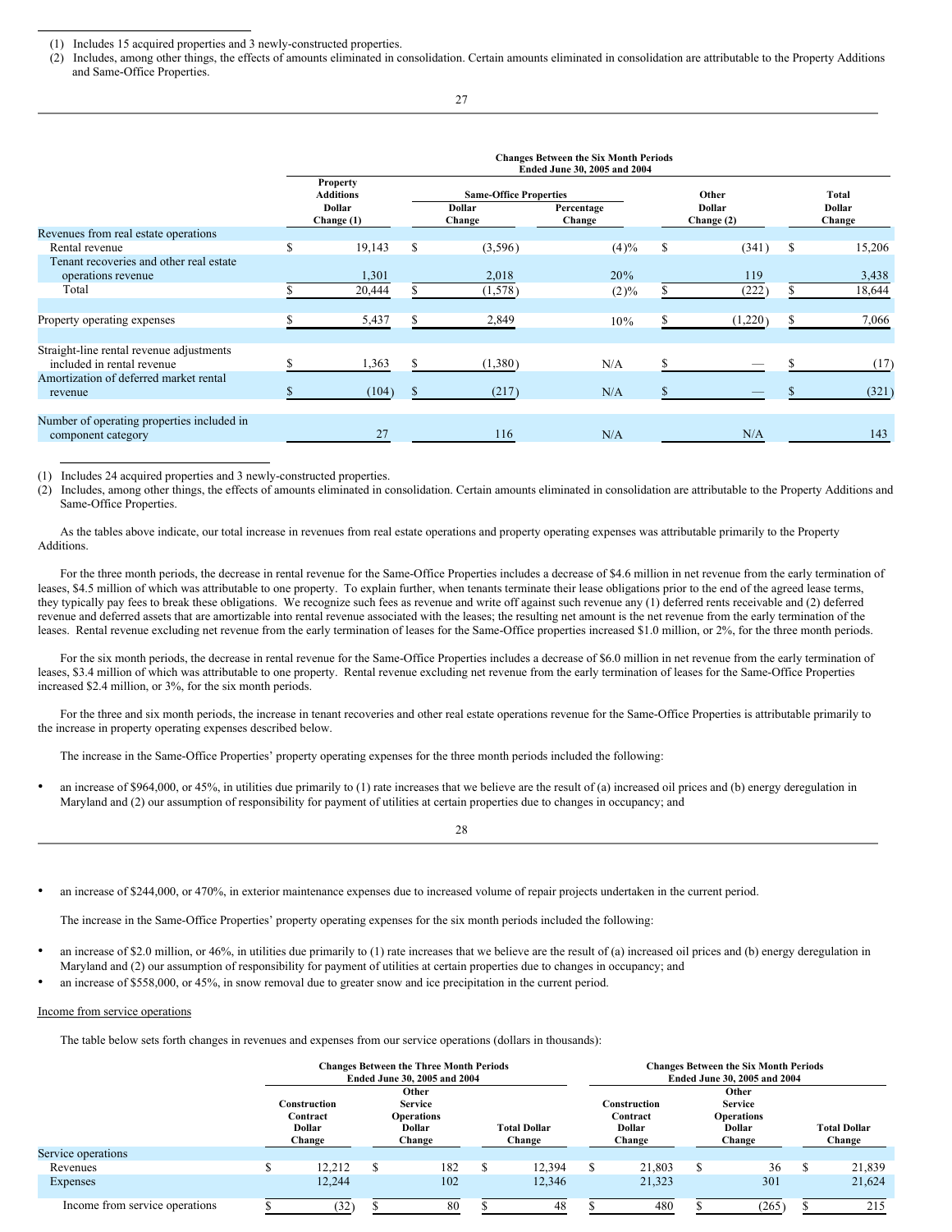(1) Includes 15 acquired properties and 3 newly-constructed properties.
(2) Includes, among other things, the effects of amounts eliminated in consolidation. Certain amounts eliminated in consolidation are attributable to the Property Additions and Same-Office Properties.

| | Changes Between the Six Month Periods Ended June 30, 2005 and 2004 | | | | |
|---|---|---|---|---|---|
| | Property Additions Dollar Change (1) | Same-Office Properties Dollar Change | Same-Office Properties Percentage Change | Other Dollar Change (2) | Total Dollar Change |
| Revenues from real estate operations | | | | | |
| Rental revenue | $ 19,143 | $ (3,596) | (4)% | $ (341) | $ 15,206 |
| Tenant recoveries and other real estate operations revenue | 1,301 | 2,018 | 20% | 119 | 3,438 |
| Total | $ 20,444 | $ (1,578) | (2)% | $ (222) | $ 18,644 |
| Property operating expenses | $ 5,437 | $ 2,849 | 10% | $ (1,220) | $ 7,066 |
| Straight-line rental revenue adjustments included in rental revenue | $ 1,363 | $ (1,380) | N/A | $ — | $ (17) |
| Amortization of deferred market rental revenue | $ (104) | $ (217) | N/A | $ — | $ (321) |
| Number of operating properties included in component category | 27 | 116 | N/A | N/A | 143 |

(1) Includes 24 acquired properties and 3 newly-constructed properties.
(2) Includes, among other things, the effects of amounts eliminated in consolidation. Certain amounts eliminated in consolidation are attributable to the Property Additions and Same-Office Properties.

As the tables above indicate, our total increase in revenues from real estate operations and property operating expenses was attributable primarily to the Property Additions.

For the three month periods, the decrease in rental revenue for the Same-Office Properties includes a decrease of $4.6 million in net revenue from the early termination of leases, $4.5 million of which was attributable to one property. To explain further, when tenants terminate their lease obligations prior to the end of the agreed lease terms, they typically pay fees to break these obligations. We recognize such fees as revenue and write off against such revenue any (1) deferred rents receivable and (2) deferred revenue and deferred assets that are amortizable into rental revenue associated with the leases; the resulting net amount is the net revenue from the early termination of the leases. Rental revenue excluding net revenue from the early termination of leases for the Same-Office properties increased $1.0 million, or 2%, for the three month periods.

For the six month periods, the decrease in rental revenue for the Same-Office Properties includes a decrease of $6.0 million in net revenue from the early termination of leases, $3.4 million of which was attributable to one property. Rental revenue excluding net revenue from the early termination of leases for the Same-Office Properties increased $2.4 million, or 3%, for the six month periods.

For the three and six month periods, the increase in tenant recoveries and other real estate operations revenue for the Same-Office Properties is attributable primarily to the increase in property operating expenses described below.

The increase in the Same-Office Properties' property operating expenses for the three month periods included the following:

- an increase of $964,000, or 45%, in utilities due primarily to (1) rate increases that we believe are the result of (a) increased oil prices and (b) energy deregulation in Maryland and (2) our assumption of responsibility for payment of utilities at certain properties due to changes in occupancy; and
- an increase of $244,000, or 470%, in exterior maintenance expenses due to increased volume of repair projects undertaken in the current period.

The increase in the Same-Office Properties' property operating expenses for the six month periods included the following:

- an increase of $2.0 million, or 46%, in utilities due primarily to (1) rate increases that we believe are the result of (a) increased oil prices and (b) energy deregulation in Maryland and (2) our assumption of responsibility for payment of utilities at certain properties due to changes in occupancy; and
- an increase of $558,000, or 45%, in snow removal due to greater snow and ice precipitation in the current period.

Income from service operations

The table below sets forth changes in revenues and expenses from our service operations (dollars in thousands):

| | Changes Between the Three Month Periods Ended June 30, 2005 and 2004 | | | Changes Between the Six Month Periods Ended June 30, 2005 and 2004 | | |
|---|---|---|---|---|---|---|
| | Construction Contract Dollar Change | Other Service Operations Dollar Change | Total Dollar Change | Construction Contract Dollar Change | Other Service Operations Dollar Change | Total Dollar Change |
| Service operations | | | | | | |
| Revenues | $ 12,212 | $ 182 | $ 12,394 | $ 21,803 | $ 36 | $ 21,839 |
| Expenses | 12,244 | 102 | 12,346 | 21,323 | 301 | 21,624 |
| Income from service operations | $ (32) | $ 80 | $ 48 | $ 480 | $ (265) | $ 215 |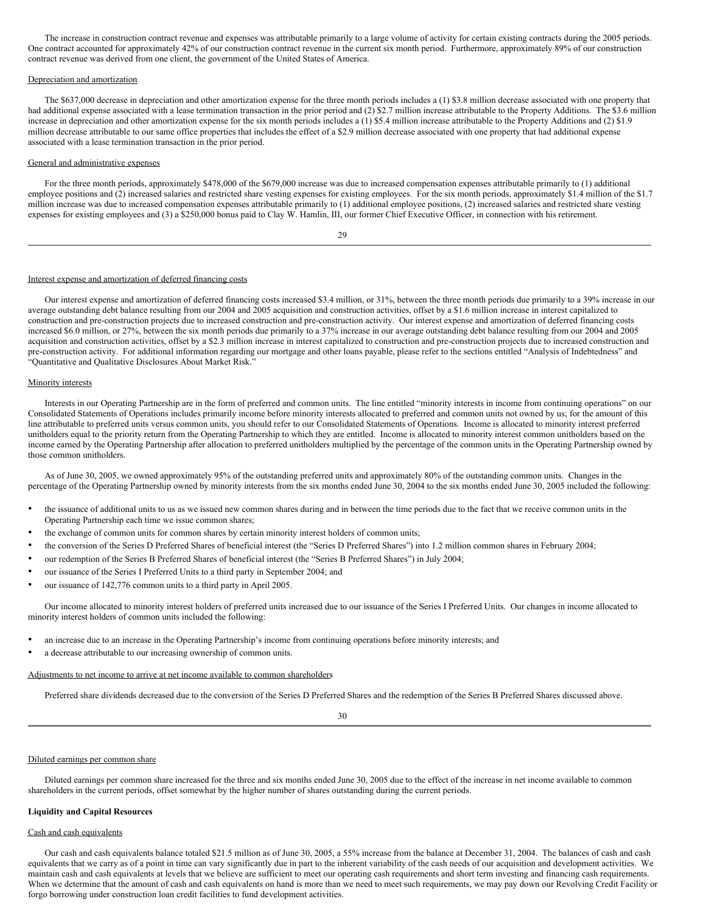The increase in construction contract revenue and expenses was attributable primarily to a large volume of activity for certain existing contracts during the 2005 periods. One contract accounted for approximately 42% of our construction contract revenue in the current six month period. Furthermore, approximately 89% of our construction contract revenue was derived from one client, the government of the United States of America.

Depreciation and amortization

The $637,000 decrease in depreciation and other amortization expense for the three month periods includes a (1) $3.8 million decrease associated with one property that had additional expense associated with a lease termination transaction in the prior period and (2) $2.7 million increase attributable to the Property Additions. The $3.6 million increase in depreciation and other amortization expense for the six month periods includes a (1) $5.4 million increase attributable to the Property Additions and (2) $1.9 million decrease attributable to our same office properties that includes the effect of a $2.9 million decrease associated with one property that had additional expense associated with a lease termination transaction in the prior period.

General and administrative expenses

For the three month periods, approximately $478,000 of the $679,000 increase was due to increased compensation expenses attributable primarily to (1) additional employee positions and (2) increased salaries and restricted share vesting expenses for existing employees. For the six month periods, approximately $1.4 million of the $1.7 million increase was due to increased compensation expenses attributable primarily to (1) additional employee positions, (2) increased salaries and restricted share vesting expenses for existing employees and (3) a $250,000 bonus paid to Clay W. Hamlin, III, our former Chief Executive Officer, in connection with his retirement.

Interest expense and amortization of deferred financing costs

Our interest expense and amortization of deferred financing costs increased $3.4 million, or 31%, between the three month periods due primarily to a 39% increase in our average outstanding debt balance resulting from our 2004 and 2005 acquisition and construction activities, offset by a $1.6 million increase in interest capitalized to construction and pre-construction projects due to increased construction and pre-construction activity. Our interest expense and amortization of deferred financing costs increased $6.0 million, or 27%, between the six month periods due primarily to a 37% increase in our average outstanding debt balance resulting from our 2004 and 2005 acquisition and construction activities, offset by a $2.3 million increase in interest capitalized to construction and pre-construction projects due to increased construction and pre-construction activity. For additional information regarding our mortgage and other loans payable, please refer to the sections entitled "Analysis of Indebtedness" and "Quantitative and Qualitative Disclosures About Market Risk."

Minority interests

Interests in our Operating Partnership are in the form of preferred and common units. The line entitled "minority interests in income from continuing operations" on our Consolidated Statements of Operations includes primarily income before minority interests allocated to preferred and common units not owned by us; for the amount of this line attributable to preferred units versus common units, you should refer to our Consolidated Statements of Operations. Income is allocated to minority interest preferred unitholders equal to the priority return from the Operating Partnership to which they are entitled. Income is allocated to minority interest common unitholders based on the income earned by the Operating Partnership after allocation to preferred unitholders multiplied by the percentage of the common units in the Operating Partnership owned by those common unitholders.

As of June 30, 2005, we owned approximately 95% of the outstanding preferred units and approximately 80% of the outstanding common units. Changes in the percentage of the Operating Partnership owned by minority interests from the six months ended June 30, 2004 to the six months ended June 30, 2005 included the following:

- the issuance of additional units to us as we issued new common shares during and in between the time periods due to the fact that we receive common units in the Operating Partnership each time we issue common shares;
- the exchange of common units for common shares by certain minority interest holders of common units;
- the conversion of the Series D Preferred Shares of beneficial interest (the "Series D Preferred Shares") into 1.2 million common shares in February 2004;
- our redemption of the Series B Preferred Shares of beneficial interest (the "Series B Preferred Shares") in July 2004;
- our issuance of the Series I Preferred Units to a third party in September 2004; and
- our issuance of 142,776 common units to a third party in April 2005.

Our income allocated to minority interest holders of preferred units increased due to our issuance of the Series I Preferred Units. Our changes in income allocated to minority interest holders of common units included the following:

- an increase due to an increase in the Operating Partnership's income from continuing operations before minority interests; and
- a decrease attributable to our increasing ownership of common units.

Adjustments to net income to arrive at net income available to common shareholders

Preferred share dividends decreased due to the conversion of the Series D Preferred Shares and the redemption of the Series B Preferred Shares discussed above.

Diluted earnings per common share

Diluted earnings per common share increased for the three and six months ended June 30, 2005 due to the effect of the increase in net income available to common shareholders in the current periods, offset somewhat by the higher number of shares outstanding during the current periods.

**Liquidity and Capital Resources**

Cash and cash equivalents

Our cash and cash equivalents balance totaled $21.5 million as of June 30, 2005, a 55% increase from the balance at December 31, 2004. The balances of cash and cash equivalents that we carry as of a point in time can vary significantly due in part to the inherent variability of the cash needs of our acquisition and development activities. We maintain cash and cash equivalents at levels that we believe are sufficient to meet our operating cash requirements and short term investing and financing cash requirements. When we determine that the amount of cash and cash equivalents on hand is more than we need to meet such requirements, we may pay down our Revolving Credit Facility or forgo borrowing under construction loan credit facilities to fund development activities.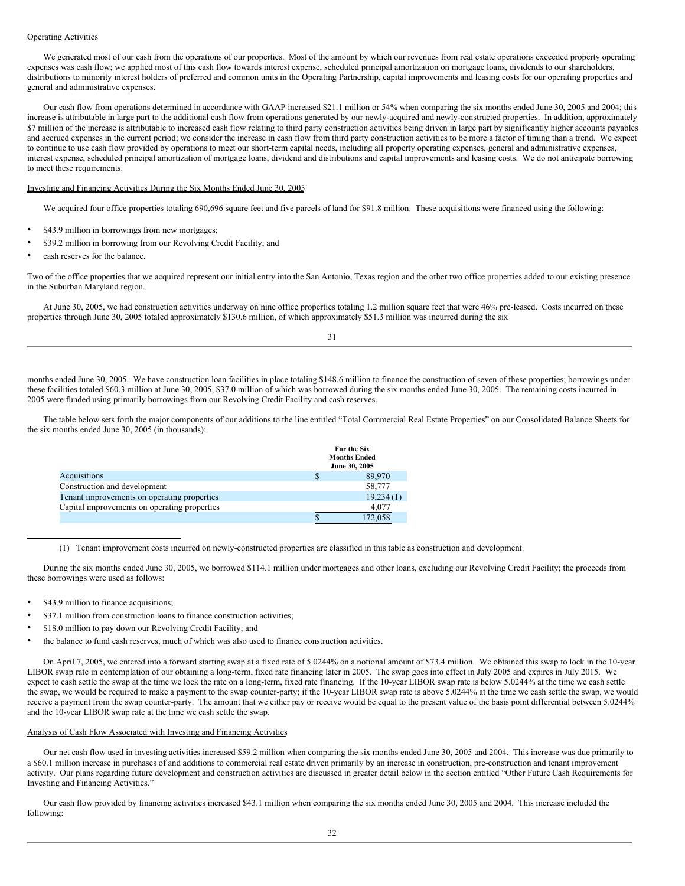Operating Activities

We generated most of our cash from the operations of our properties. Most of the amount by which our revenues from real estate operations exceeded property operating expenses was cash flow; we applied most of this cash flow towards interest expense, scheduled principal amortization on mortgage loans, dividends to our shareholders, distributions to minority interest holders of preferred and common units in the Operating Partnership, capital improvements and leasing costs for our operating properties and general and administrative expenses.

Our cash flow from operations determined in accordance with GAAP increased $21.1 million or 54% when comparing the six months ended June 30, 2005 and 2004; this increase is attributable in large part to the additional cash flow from operations generated by our newly-acquired and newly-constructed properties. In addition, approximately $7 million of the increase is attributable to increased cash flow relating to third party construction activities being driven in large part by significantly higher accounts payables and accrued expenses in the current period; we consider the increase in cash flow from third party construction activities to be more a factor of timing than a trend. We expect to continue to use cash flow provided by operations to meet our short-term capital needs, including all property operating expenses, general and administrative expenses, interest expense, scheduled principal amortization of mortgage loans, dividend and distributions and capital improvements and leasing costs. We do not anticipate borrowing to meet these requirements.

Investing and Financing Activities During the Six Months Ended June 30, 2005

We acquired four office properties totaling 690,696 square feet and five parcels of land for $91.8 million. These acquisitions were financed using the following:

- $43.9 million in borrowings from new mortgages;
- $39.2 million in borrowing from our Revolving Credit Facility; and
- cash reserves for the balance.

Two of the office properties that we acquired represent our initial entry into the San Antonio, Texas region and the other two office properties added to our existing presence in the Suburban Maryland region.

At June 30, 2005, we had construction activities underway on nine office properties totaling 1.2 million square feet that were 46% pre-leased. Costs incurred on these properties through June 30, 2005 totaled approximately $130.6 million, of which approximately $51.3 million was incurred during the six months ended June 30, 2005. We have construction loan facilities in place totaling $148.6 million to finance the construction of seven of these properties; borrowings under these facilities totaled $60.3 million at June 30, 2005, $37.0 million of which was borrowed during the six months ended June 30, 2005. The remaining costs incurred in 2005 were funded using primarily borrowings from our Revolving Credit Facility and cash reserves.

The table below sets forth the major components of our additions to the line entitled "Total Commercial Real Estate Properties" on our Consolidated Balance Sheets for the six months ended June 30, 2005 (in thousands):

| | For the Six Months Ended June 30, 2005 |
|---|---|
| Acquisitions | $ 89,970 |
| Construction and development | 58,777 |
| Tenant improvements on operating properties | 19,234 (1) |
| Capital improvements on operating properties | 4,077 |
| | $ 172,058 |

(1) Tenant improvement costs incurred on newly-constructed properties are classified in this table as construction and development.

During the six months ended June 30, 2005, we borrowed $114.1 million under mortgages and other loans, excluding our Revolving Credit Facility; the proceeds from these borrowings were used as follows:

- $43.9 million to finance acquisitions;
- $37.1 million from construction loans to finance construction activities;
- $18.0 million to pay down our Revolving Credit Facility; and
- the balance to fund cash reserves, much of which was also used to finance construction activities.

On April 7, 2005, we entered into a forward starting swap at a fixed rate of 5.0244% on a notional amount of $73.4 million. We obtained this swap to lock in the 10-year LIBOR swap rate in contemplation of our obtaining a long-term, fixed rate financing later in 2005. The swap goes into effect in July 2005 and expires in July 2015. We expect to cash settle the swap at the time we lock the rate on a long-term, fixed rate financing. If the 10-year LIBOR swap rate is below 5.0244% at the time we cash settle the swap, we would be required to make a payment to the swap counter-party; if the 10-year LIBOR swap rate is above 5.0244% at the time we cash settle the swap, we would receive a payment from the swap counter-party. The amount that we either pay or receive would be equal to the present value of the basis point differential between 5.0244% and the 10-year LIBOR swap rate at the time we cash settle the swap.

Analysis of Cash Flow Associated with Investing and Financing Activities

Our net cash flow used in investing activities increased $59.2 million when comparing the six months ended June 30, 2005 and 2004. This increase was due primarily to a $60.1 million increase in purchases of and additions to commercial real estate driven primarily by an increase in construction, pre-construction and tenant improvement activity. Our plans regarding future development and construction activities are discussed in greater detail below in the section entitled "Other Future Cash Requirements for Investing and Financing Activities."

Our cash flow provided by financing activities increased $43.1 million when comparing the six months ended June 30, 2005 and 2004. This increase included the following: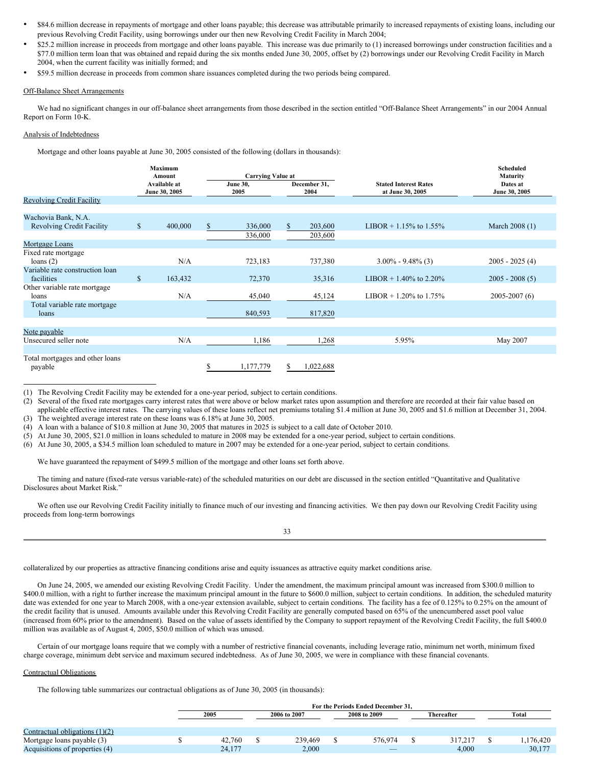- $84.6 million decrease in repayments of mortgage and other loans payable; this decrease was attributable primarily to increased repayments of existing loans, including our previous Revolving Credit Facility, using borrowings under our then new Revolving Credit Facility in March 2004;
- $25.2 million increase in proceeds from mortgage and other loans payable. This increase was due primarily to (1) increased borrowings under construction facilities and a $77.0 million term loan that was obtained and repaid during the six months ended June 30, 2005, offset by (2) borrowings under our Revolving Credit Facility in March 2004, when the current facility was initially formed; and
- $59.5 million decrease in proceeds from common share issuances completed during the two periods being compared.

Off-Balance Sheet Arrangements

We had no significant changes in our off-balance sheet arrangements from those described in the section entitled "Off-Balance Sheet Arrangements" in our 2004 Annual Report on Form 10-K.

Analysis of Indebtedness

Mortgage and other loans payable at June 30, 2005 consisted of the following (dollars in thousands):

| | Maximum Amount Available at June 30, 2005 | Carrying Value at June 30, 2005 | Carrying Value at December 31, 2004 | Stated Interest Rates at June 30, 2005 | Scheduled Maturity Dates at June 30, 2005 |
|---|---|---|---|---|---|
| Revolving Credit Facility | | | | | |
| Wachovia Bank, N.A. Revolving Credit Facility | $ 400,000 | $ 336,000 | $ 203,600 | LIBOR + 1.15% to 1.55% | March 2008 (1) |
| | | 336,000 | 203,600 | | |
| Mortgage Loans | | | | | |
| Fixed rate mortgage loans (2) | N/A | 723,183 | 737,380 | 3.00% - 9.48% (3) | 2005 - 2025 (4) |
| Variable rate construction loan facilities | $ 163,432 | 72,370 | 35,316 | LIBOR + 1.40% to 2.20% | 2005 - 2008 (5) |
| Other variable rate mortgage loans | N/A | 45,040 | 45,124 | LIBOR + 1.20% to 1.75% | 2005-2007 (6) |
| Total variable rate mortgage loans | | 840,593 | 817,820 | | |
| Note payable | | | | | |
| Unsecured seller note | N/A | 1,186 | 1,268 | 5.95% | May 2007 |
| Total mortgages and other loans payable | | $ 1,177,779 | $ 1,022,688 | | |

(1) The Revolving Credit Facility may be extended for a one-year period, subject to certain conditions.
(2) Several of the fixed rate mortgages carry interest rates that were above or below market rates upon assumption and therefore are recorded at their fair value based on applicable effective interest rates. The carrying values of these loans reflect net premiums totaling $1.4 million at June 30, 2005 and $1.6 million at December 31, 2004.
(3) The weighted average interest rate on these loans was 6.18% at June 30, 2005.
(4) A loan with a balance of $10.8 million at June 30, 2005 that matures in 2025 is subject to a call date of October 2010.
(5) At June 30, 2005, $21.0 million in loans scheduled to mature in 2008 may be extended for a one-year period, subject to certain conditions.
(6) At June 30, 2005, a $34.5 million loan scheduled to mature in 2007 may be extended for a one-year period, subject to certain conditions.

We have guaranteed the repayment of $499.5 million of the mortgage and other loans set forth above.

The timing and nature (fixed-rate versus variable-rate) of the scheduled maturities on our debt are discussed in the section entitled "Quantitative and Qualitative Disclosures about Market Risk."

We often use our Revolving Credit Facility initially to finance much of our investing and financing activities. We then pay down our Revolving Credit Facility using proceeds from long-term borrowings collateralized by our properties as attractive financing conditions arise and equity issuances as attractive equity market conditions arise.

On June 24, 2005, we amended our existing Revolving Credit Facility. Under the amendment, the maximum principal amount was increased from $300.0 million to $400.0 million, with a right to further increase the maximum principal amount in the future to $600.0 million, subject to certain conditions. In addition, the scheduled maturity date was extended for one year to March 2008, with a one-year extension available, subject to certain conditions. The facility has a fee of 0.125% to 0.25% on the amount of the credit facility that is unused. Amounts available under this Revolving Credit Facility are generally computed based on 65% of the unencumbered asset pool value (increased from 60% prior to the amendment). Based on the value of assets identified by the Company to support repayment of the Revolving Credit Facility, the full $400.0 million was available as of August 4, 2005, $50.0 million of which was unused.

Certain of our mortgage loans require that we comply with a number of restrictive financial covenants, including leverage ratio, minimum net worth, minimum fixed charge coverage, minimum debt service and maximum secured indebtedness. As of June 30, 2005, we were in compliance with these financial covenants.

Contractual Obligations

The following table summarizes our contractual obligations as of June 30, 2005 (in thousands):

| | For the Periods Ended December 31, 2005 | 2006 to 2007 | 2008 to 2009 | Thereafter | Total |
|---|---|---|---|---|---|
| Contractual obligations (1)(2) | | | | | |
| Mortgage loans payable (3) | $ 42,760 | $ 239,469 | $ 576,974 | $ 317,217 | $ 1,176,420 |
| Acquisitions of properties (4) | 24,177 | 2,000 | — | 4,000 | 30,177 |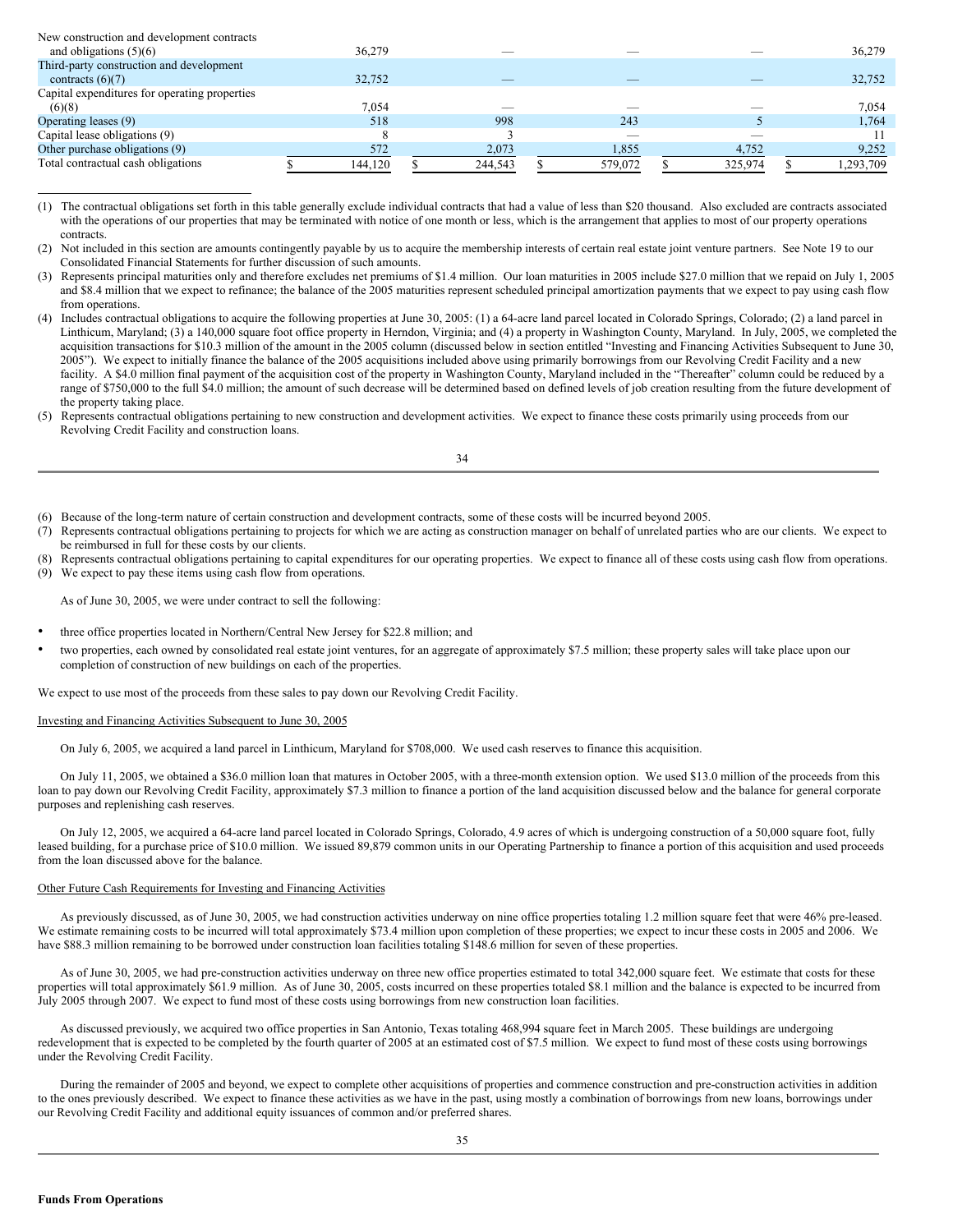| | | | | | |
|---|---|---|---|---|---|
| New construction and development contracts and obligations (5)(6) | 36,279 | — | — | — | 36,279 |
| Third-party construction and development contracts (6)(7) | 32,752 | — | — | — | 32,752 |
| Capital expenditures for operating properties (6)(8) | 7,054 | — | — | — | 7,054 |
| Operating leases (9) | 518 | 998 | 243 | 5 | 1,764 |
| Capital lease obligations (9) | 8 | 3 | — | — | 11 |
| Other purchase obligations (9) | 572 | 2,073 | 1,855 | 4,752 | 9,252 |
| Total contractual cash obligations | $ 144,120 | $ 244,543 | $ 579,072 | $ 325,974 | $ 1,293,709 |

(1) The contractual obligations set forth in this table generally exclude individual contracts that had a value of less than $20 thousand. Also excluded are contracts associated with the operations of our properties that may be terminated with notice of one month or less, which is the arrangement that applies to most of our property operations contracts.

(2) Not included in this section are amounts contingently payable by us to acquire the membership interests of certain real estate joint venture partners. See Note 19 to our Consolidated Financial Statements for further discussion of such amounts.

(3) Represents principal maturities only and therefore excludes net premiums of $1.4 million. Our loan maturities in 2005 include $27.0 million that we repaid on July 1, 2005 and $8.4 million that we expect to refinance; the balance of the 2005 maturities represent scheduled principal amortization payments that we expect to pay using cash flow from operations.

(4) Includes contractual obligations to acquire the following properties at June 30, 2005: (1) a 64-acre land parcel located in Colorado Springs, Colorado; (2) a land parcel in Linthicum, Maryland; (3) a 140,000 square foot office property in Herndon, Virginia; and (4) a property in Washington County, Maryland. In July, 2005, we completed the acquisition transactions for $10.3 million of the amount in the 2005 column (discussed below in section entitled "Investing and Financing Activities Subsequent to June 30, 2005"). We expect to initially finance the balance of the 2005 acquisitions included above using primarily borrowings from our Revolving Credit Facility and a new facility. A $4.0 million final payment of the acquisition cost of the property in Washington County, Maryland included in the "Thereafter" column could be reduced by a range of $750,000 to the full $4.0 million; the amount of such decrease will be determined based on defined levels of job creation resulting from the future development of the property taking place.

(5) Represents contractual obligations pertaining to new construction and development activities. We expect to finance these costs primarily using proceeds from our Revolving Credit Facility and construction loans.

(6) Because of the long-term nature of certain construction and development contracts, some of these costs will be incurred beyond 2005.

(7) Represents contractual obligations pertaining to projects for which we are acting as construction manager on behalf of unrelated parties who are our clients. We expect to be reimbursed in full for these costs by our clients.

(8) Represents contractual obligations pertaining to capital expenditures for our operating properties. We expect to finance all of these costs using cash flow from operations.

(9) We expect to pay these items using cash flow from operations.

As of June 30, 2005, we were under contract to sell the following:

- three office properties located in Northern/Central New Jersey for $22.8 million; and
- two properties, each owned by consolidated real estate joint ventures, for an aggregate of approximately $7.5 million; these property sales will take place upon our completion of construction of new buildings on each of the properties.

We expect to use most of the proceeds from these sales to pay down our Revolving Credit Facility.

Investing and Financing Activities Subsequent to June 30, 2005

On July 6, 2005, we acquired a land parcel in Linthicum, Maryland for $708,000. We used cash reserves to finance this acquisition.

On July 11, 2005, we obtained a $36.0 million loan that matures in October 2005, with a three-month extension option. We used $13.0 million of the proceeds from this loan to pay down our Revolving Credit Facility, approximately $7.3 million to finance a portion of the land acquisition discussed below and the balance for general corporate purposes and replenishing cash reserves.

On July 12, 2005, we acquired a 64-acre land parcel located in Colorado Springs, Colorado, 4.9 acres of which is undergoing construction of a 50,000 square foot, fully leased building, for a purchase price of $10.0 million. We issued 89,879 common units in our Operating Partnership to finance a portion of this acquisition and used proceeds from the loan discussed above for the balance.

Other Future Cash Requirements for Investing and Financing Activities

As previously discussed, as of June 30, 2005, we had construction activities underway on nine office properties totaling 1.2 million square feet that were 46% pre-leased. We estimate remaining costs to be incurred will total approximately $73.4 million upon completion of these properties; we expect to incur these costs in 2005 and 2006. We have $88.3 million remaining to be borrowed under construction loan facilities totaling $148.6 million for seven of these properties.

As of June 30, 2005, we had pre-construction activities underway on three new office properties estimated to total 342,000 square feet. We estimate that costs for these properties will total approximately $61.9 million. As of June 30, 2005, costs incurred on these properties totaled $8.1 million and the balance is expected to be incurred from July 2005 through 2007. We expect to fund most of these costs using borrowings from new construction loan facilities.

As discussed previously, we acquired two office properties in San Antonio, Texas totaling 468,994 square feet in March 2005. These buildings are undergoing redevelopment that is expected to be completed by the fourth quarter of 2005 at an estimated cost of $7.5 million. We expect to fund most of these costs using borrowings under the Revolving Credit Facility.

During the remainder of 2005 and beyond, we expect to complete other acquisitions of properties and commence construction and pre-construction activities in addition to the ones previously described. We expect to finance these activities as we have in the past, using mostly a combination of borrowings from new loans, borrowings under our Revolving Credit Facility and additional equity issuances of common and/or preferred shares.

**Funds From Operations**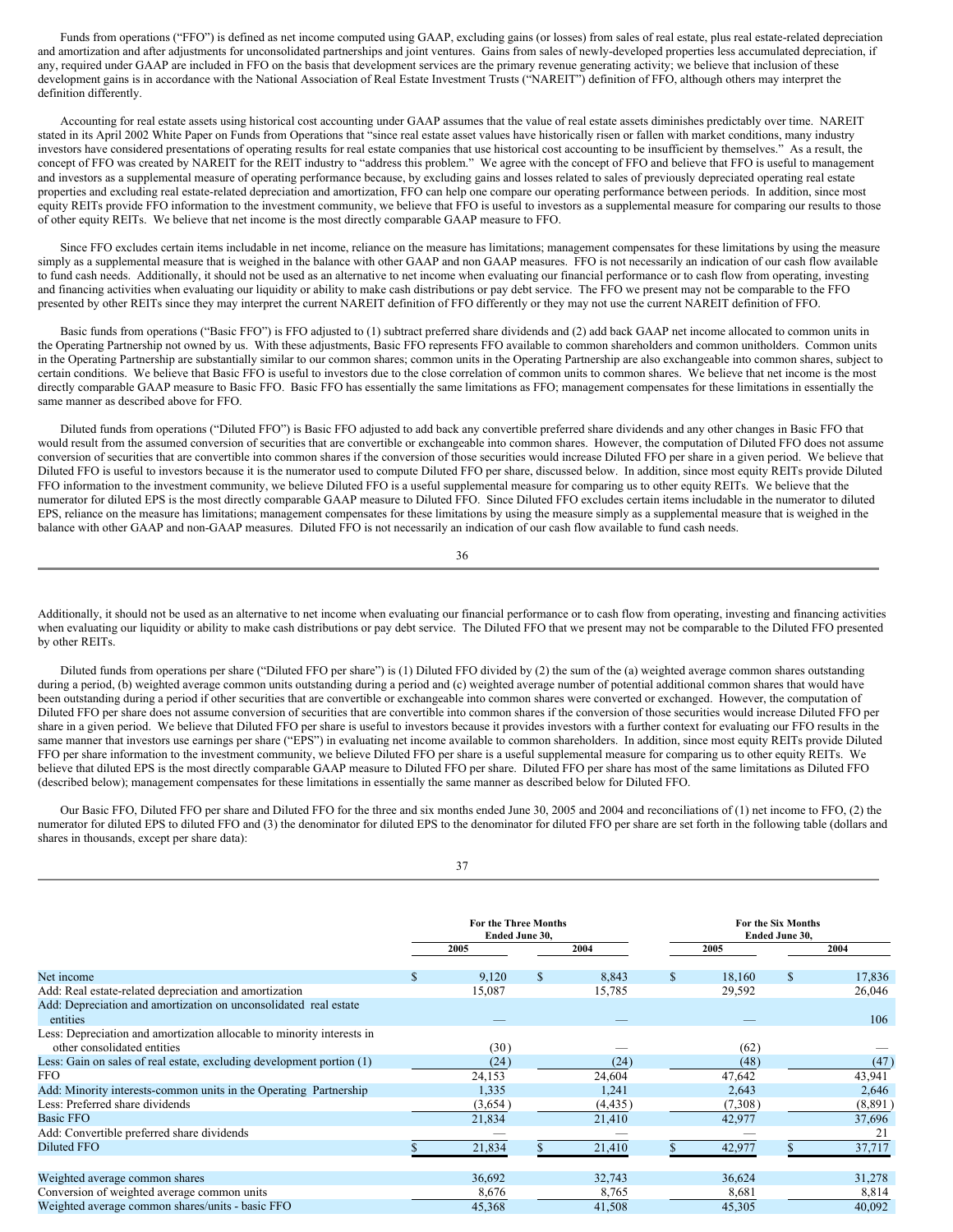Funds from operations ("FFO") is defined as net income computed using GAAP, excluding gains (or losses) from sales of real estate, plus real estate-related depreciation and amortization and after adjustments for unconsolidated partnerships and joint ventures. Gains from sales of newly-developed properties less accumulated depreciation, if any, required under GAAP are included in FFO on the basis that development services are the primary revenue generating activity; we believe that inclusion of these development gains is in accordance with the National Association of Real Estate Investment Trusts ("NAREIT") definition of FFO, although others may interpret the definition differently.

Accounting for real estate assets using historical cost accounting under GAAP assumes that the value of real estate assets diminishes predictably over time. NAREIT stated in its April 2002 White Paper on Funds from Operations that "since real estate asset values have historically risen or fallen with market conditions, many industry investors have considered presentations of operating results for real estate companies that use historical cost accounting to be insufficient by themselves." As a result, the concept of FFO was created by NAREIT for the REIT industry to "address this problem." We agree with the concept of FFO and believe that FFO is useful to management and investors as a supplemental measure of operating performance because, by excluding gains and losses related to sales of previously depreciated operating real estate properties and excluding real estate-related depreciation and amortization, FFO can help one compare our operating performance between periods. In addition, since most equity REITs provide FFO information to the investment community, we believe that FFO is useful to investors as a supplemental measure for comparing our results to those of other equity REITs. We believe that net income is the most directly comparable GAAP measure to FFO.

Since FFO excludes certain items includable in net income, reliance on the measure has limitations; management compensates for these limitations by using the measure simply as a supplemental measure that is weighed in the balance with other GAAP and non GAAP measures. FFO is not necessarily an indication of our cash flow available to fund cash needs. Additionally, it should not be used as an alternative to net income when evaluating our financial performance or to cash flow from operating, investing and financing activities when evaluating our liquidity or ability to make cash distributions or pay debt service. The FFO we present may not be comparable to the FFO presented by other REITs since they may interpret the current NAREIT definition of FFO differently or they may not use the current NAREIT definition of FFO.

Basic funds from operations ("Basic FFO") is FFO adjusted to (1) subtract preferred share dividends and (2) add back GAAP net income allocated to common units in the Operating Partnership not owned by us. With these adjustments, Basic FFO represents FFO available to common shareholders and common unitholders. Common units in the Operating Partnership are substantially similar to our common shares; common units in the Operating Partnership are also exchangeable into common shares, subject to certain conditions. We believe that Basic FFO is useful to investors due to the close correlation of common units to common shares. We believe that net income is the most directly comparable GAAP measure to Basic FFO. Basic FFO has essentially the same limitations as FFO; management compensates for these limitations in essentially the same manner as described above for FFO.

Diluted funds from operations ("Diluted FFO") is Basic FFO adjusted to add back any convertible preferred share dividends and any other changes in Basic FFO that would result from the assumed conversion of securities that are convertible or exchangeable into common shares. However, the computation of Diluted FFO does not assume conversion of securities that are convertible into common shares if the conversion of those securities would increase Diluted FFO per share in a given period. We believe that Diluted FFO is useful to investors because it is the numerator used to compute Diluted FFO per share, discussed below. In addition, since most equity REITs provide Diluted FFO information to the investment community, we believe Diluted FFO is a useful supplemental measure for comparing us to other equity REITs. We believe that the numerator for diluted EPS is the most directly comparable GAAP measure to Diluted FFO. Since Diluted FFO excludes certain items includable in the numerator to diluted EPS, reliance on the measure has limitations; management compensates for these limitations by using the measure simply as a supplemental measure that is weighed in the balance with other GAAP and non-GAAP measures. Diluted FFO is not necessarily an indication of our cash flow available to fund cash needs. Additionally, it should not be used as an alternative to net income when evaluating our financial performance or to cash flow from operating, investing and financing activities when evaluating our liquidity or ability to make cash distributions or pay debt service. The Diluted FFO that we present may not be comparable to the Diluted FFO presented by other REITs.

Diluted funds from operations per share ("Diluted FFO per share") is (1) Diluted FFO divided by (2) the sum of the (a) weighted average common shares outstanding during a period, (b) weighted average common units outstanding during a period and (c) weighted average number of potential additional common shares that would have been outstanding during a period if other securities that are convertible or exchangeable into common shares were converted or exchanged. However, the computation of Diluted FFO per share does not assume conversion of securities that are convertible into common shares if the conversion of those securities would increase Diluted FFO per share in a given period. We believe that Diluted FFO per share is useful to investors because it provides investors with a further context for evaluating our FFO results in the same manner that investors use earnings per share ("EPS") in evaluating net income available to common shareholders. In addition, since most equity REITs provide Diluted FFO per share information to the investment community, we believe Diluted FFO per share is a useful supplemental measure for comparing us to other equity REITs. We believe that diluted EPS is the most directly comparable GAAP measure to Diluted FFO per share. Diluted FFO per share has most of the same limitations as Diluted FFO (described below); management compensates for these limitations in essentially the same manner as described below for Diluted FFO.

Our Basic FFO, Diluted FFO per share and Diluted FFO for the three and six months ended June 30, 2005 and 2004 and reconciliations of (1) net income to FFO, (2) the numerator for diluted EPS to diluted FFO and (3) the denominator for diluted EPS to the denominator for diluted FFO per share are set forth in the following table (dollars and shares in thousands, except per share data):

| | For the Three Months Ended June 30, | | For the Six Months Ended June 30, | |
|---|---|---|---|---|
| | 2005 | 2004 | 2005 | 2004 |
| Net income | $ 9,120 | $ 8,843 | $ 18,160 | $ 17,836 |
| Add: Real estate-related depreciation and amortization | 15,087 | 15,785 | 29,592 | 26,046 |
| Add: Depreciation and amortization on unconsolidated real estate entities | — | — | — | 106 |
| Less: Depreciation and amortization allocable to minority interests in other consolidated entities | (30) | — | (62) | — |
| Less: Gain on sales of real estate, excluding development portion (1) | (24) | (24) | (48) | (47) |
| FFO | 24,153 | 24,604 | 47,642 | 43,941 |
| Add: Minority interests-common units in the Operating Partnership | 1,335 | 1,241 | 2,643 | 2,646 |
| Less: Preferred share dividends | (3,654) | (4,435) | (7,308) | (8,891) |
| Basic FFO | 21,834 | 21,410 | 42,977 | 37,696 |
| Add: Convertible preferred share dividends | — | — | — | 21 |
| Diluted FFO | $ 21,834 | $ 21,410 | $ 42,977 | $ 37,717 |
| | | | | |
| Weighted average common shares | 36,692 | 32,743 | 36,624 | 31,278 |
| Conversion of weighted average common units | 8,676 | 8,765 | 8,681 | 8,814 |
| Weighted average common shares/units - basic FFO | 45,368 | 41,508 | 45,305 | 40,092 |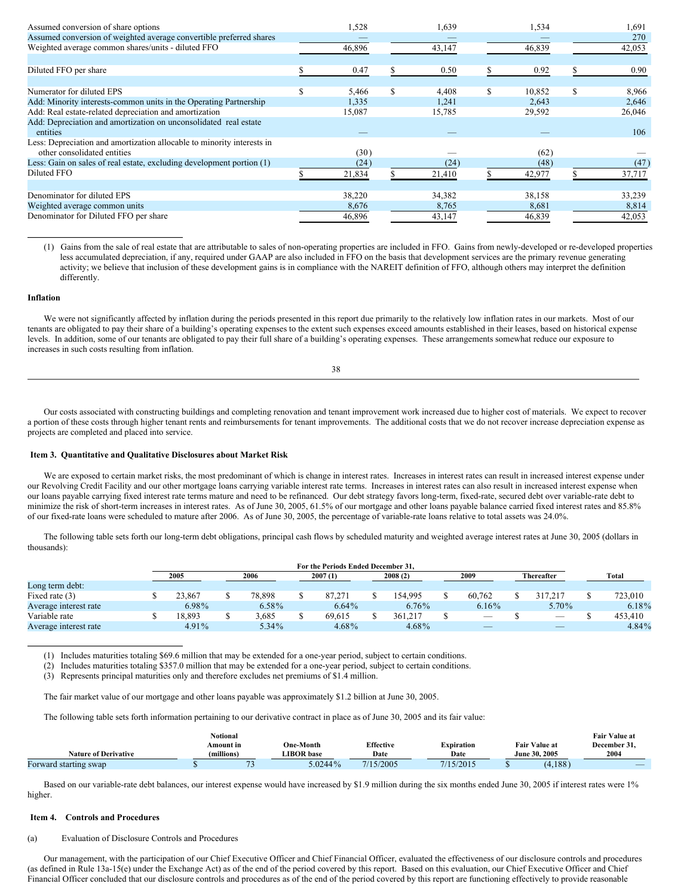| | | | | |
|---|---|---|---|---|
| Assumed conversion of share options | 1,528 | 1,639 | 1,534 | 1,691 |
| Assumed conversion of weighted average convertible preferred shares | — | — | — | 270 |
| Weighted average common shares/units - diluted FFO | 46,896 | 43,147 | 46,839 | 42,053 |
| | | | | |
| Diluted FFO per share | $ 0.47 | $ 0.50 | $ 0.92 | $ 0.90 |
| | | | | |
| Numerator for diluted EPS | $ 5,466 | $ 4,408 | $ 10,852 | $ 8,966 |
| Add: Minority interests-common units in the Operating Partnership | 1,335 | 1,241 | 2,643 | 2,646 |
| Add: Real estate-related depreciation and amortization | 15,087 | 15,785 | 29,592 | 26,046 |
| Add: Depreciation and amortization on unconsolidated real estate entities | — | — | — | 106 |
| Less: Depreciation and amortization allocable to minority interests in other consolidated entities | (30) | — | (62) | — |
| Less: Gain on sales of real estate, excluding development portion (1) | (24) | (24) | (48) | (47) |
| Diluted FFO | $ 21,834 | $ 21,410 | $ 42,977 | $ 37,717 |
| | | | | |
| Denominator for diluted EPS | 38,220 | 34,382 | 38,158 | 33,239 |
| Weighted average common units | 8,676 | 8,765 | 8,681 | 8,814 |
| Denominator for Diluted FFO per share | 46,896 | 43,147 | 46,839 | 42,053 |

(1) Gains from the sale of real estate that are attributable to sales of non-operating properties are included in FFO. Gains from newly-developed or re-developed properties less accumulated depreciation, if any, required under GAAP are also included in FFO on the basis that development services are the primary revenue generating activity; we believe that inclusion of these development gains is in compliance with the NAREIT definition of FFO, although others may interpret the definition differently.

**Inflation**

We were not significantly affected by inflation during the periods presented in this report due primarily to the relatively low inflation rates in our markets. Most of our tenants are obligated to pay their share of a building's operating expenses to the extent such expenses exceed amounts established in their leases, based on historical expense levels. In addition, some of our tenants are obligated to pay their full share of a building's operating expenses. These arrangements somewhat reduce our exposure to increases in such costs resulting from inflation.

Our costs associated with constructing buildings and completing renovation and tenant improvement work increased due to higher cost of materials. We expect to recover a portion of these costs through higher tenant rents and reimbursements for tenant improvements. The additional costs that we do not recover increase depreciation expense as projects are completed and placed into service.

## Item 3. Quantitative and Qualitative Disclosures about Market Risk

We are exposed to certain market risks, the most predominant of which is change in interest rates. Increases in interest rates can result in increased interest expense under our Revolving Credit Facility and our other mortgage loans carrying variable interest rate terms. Increases in interest rates can also result in increased interest expense when our loans payable carrying fixed interest rate terms mature and need to be refinanced. Our debt strategy favors long-term, fixed-rate, secured debt over variable-rate debt to minimize the risk of short-term increases in interest rates. As of June 30, 2005, 61.5% of our mortgage and other loans payable balance carried fixed interest rates and 85.8% of our fixed-rate loans were scheduled to mature after 2006. As of June 30, 2005, the percentage of variable-rate loans relative to total assets was 24.0%.

The following table sets forth our long-term debt obligations, principal cash flows by scheduled maturity and weighted average interest rates at June 30, 2005 (dollars in thousands):

| | For the Periods Ended December 31, | | | | | | |
|---|---|---|---|---|---|---|---|
| | 2005 | 2006 | 2007 (1) | 2008 (2) | 2009 | Thereafter | Total |
| Long term debt: | | | | | | | |
| Fixed rate (3) | $ 23,867 | $ 78,898 | $ 87,271 | $ 154,995 | $ 60,762 | $ 317,217 | $ 723,010 |
| Average interest rate | 6.98% | 6.58% | 6.64% | 6.76% | 6.16% | 5.70% | 6.18% |
| Variable rate | $ 18,893 | $ 3,685 | $ 69,615 | $ 361,217 | $ — | $ — | $ 453,410 |
| Average interest rate | 4.91% | 5.34% | 4.68% | 4.68% | — | — | 4.84% |

(1) Includes maturities totaling $69.6 million that may be extended for a one-year period, subject to certain conditions.
(2) Includes maturities totaling $357.0 million that may be extended for a one-year period, subject to certain conditions.
(3) Represents principal maturities only and therefore excludes net premiums of $1.4 million.

The fair market value of our mortgage and other loans payable was approximately $1.2 billion at June 30, 2005.

The following table sets forth information pertaining to our derivative contract in place as of June 30, 2005 and its fair value:

| Nature of Derivative | Notional Amount in (millions) | One-Month LIBOR base | Effective Date | Expiration Date | Fair Value at June 30, 2005 | Fair Value at December 31, 2004 |
|---|---|---|---|---|---|---|
| Forward starting swap | $ 73 | 5.0244% | 7/15/2005 | 7/15/2015 | $ (4,188) | — |

Based on our variable-rate debt balances, our interest expense would have increased by $1.9 million during the six months ended June 30, 2005 if interest rates were 1% higher.

## Item 4. Controls and Procedures

(a) Evaluation of Disclosure Controls and Procedures

Our management, with the participation of our Chief Executive Officer and Chief Financial Officer, evaluated the effectiveness of our disclosure controls and procedures (as defined in Rule 13a-15(e) under the Exchange Act) as of the end of the period covered by this report. Based on this evaluation, our Chief Executive Officer and Chief Financial Officer concluded that our disclosure controls and procedures as of the end of the period covered by this report are functioning effectively to provide reasonable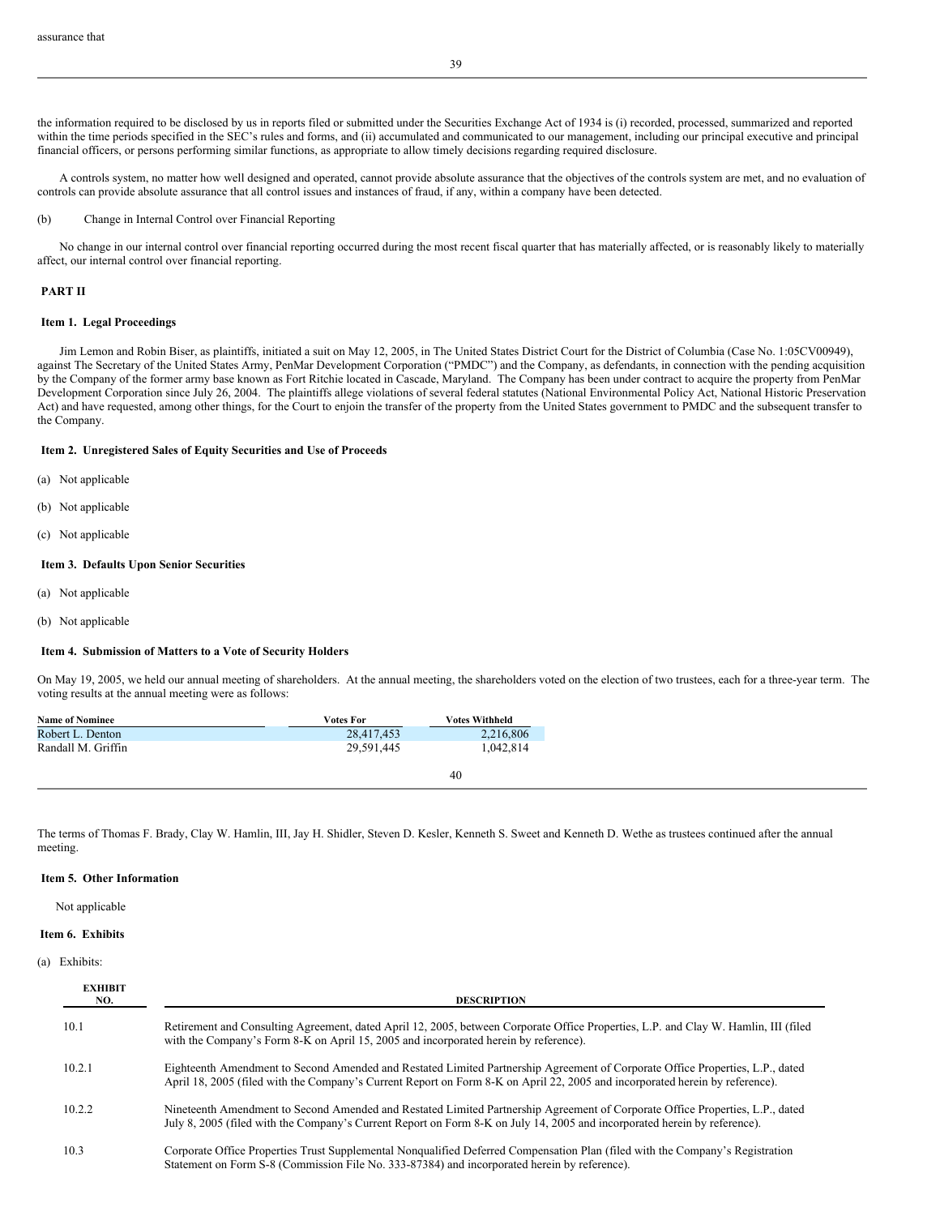assurance that

the information required to be disclosed by us in reports filed or submitted under the Securities Exchange Act of 1934 is (i) recorded, processed, summarized and reported within the time periods specified in the SEC's rules and forms, and (ii) accumulated and communicated to our management, including our principal executive and principal financial officers, or persons performing similar functions, as appropriate to allow timely decisions regarding required disclosure.

A controls system, no matter how well designed and operated, cannot provide absolute assurance that the objectives of the controls system are met, and no evaluation of controls can provide absolute assurance that all control issues and instances of fraud, if any, within a company have been detected.

(b) Change in Internal Control over Financial Reporting

No change in our internal control over financial reporting occurred during the most recent fiscal quarter that has materially affected, or is reasonably likely to materially affect, our internal control over financial reporting.

## PART II

### Item 1. Legal Proceedings

Jim Lemon and Robin Biser, as plaintiffs, initiated a suit on May 12, 2005, in The United States District Court for the District of Columbia (Case No. 1:05CV00949), against The Secretary of the United States Army, PenMar Development Corporation ("PMDC") and the Company, as defendants, in connection with the pending acquisition by the Company of the former army base known as Fort Ritchie located in Cascade, Maryland. The Company has been under contract to acquire the property from PenMar Development Corporation since July 26, 2004. The plaintiffs allege violations of several federal statutes (National Environmental Policy Act, National Historic Preservation Act) and have requested, among other things, for the Court to enjoin the transfer of the property from the United States government to PMDC and the subsequent transfer to the Company.

### Item 2. Unregistered Sales of Equity Securities and Use of Proceeds

(a) Not applicable

(b) Not applicable

(c) Not applicable

### Item 3. Defaults Upon Senior Securities

(a) Not applicable

(b) Not applicable

### Item 4. Submission of Matters to a Vote of Security Holders

On May 19, 2005, we held our annual meeting of shareholders. At the annual meeting, the shareholders voted on the election of two trustees, each for a three-year term. The voting results at the annual meeting were as follows:

| Name of Nominee | Votes For | Votes Withheld |
|---|---|---|
| Robert L. Denton | 28,417,453 | 2,216,806 |
| Randall M. Griffin | 29,591,445 | 1,042,814 |

The terms of Thomas F. Brady, Clay W. Hamlin, III, Jay H. Shidler, Steven D. Kesler, Kenneth S. Sweet and Kenneth D. Wethe as trustees continued after the annual meeting.

### Item 5. Other Information

Not applicable

### Item 6. Exhibits

(a) Exhibits:

| EXHIBIT NO. | DESCRIPTION |
|---|---|
| 10.1 | Retirement and Consulting Agreement, dated April 12, 2005, between Corporate Office Properties, L.P. and Clay W. Hamlin, III (filed with the Company's Form 8-K on April 15, 2005 and incorporated herein by reference). |
| 10.2.1 | Eighteenth Amendment to Second Amended and Restated Limited Partnership Agreement of Corporate Office Properties, L.P., dated April 18, 2005 (filed with the Company's Current Report on Form 8-K on April 22, 2005 and incorporated herein by reference). |
| 10.2.2 | Nineteenth Amendment to Second Amended and Restated Limited Partnership Agreement of Corporate Office Properties, L.P., dated July 8, 2005 (filed with the Company's Current Report on Form 8-K on July 14, 2005 and incorporated herein by reference). |
| 10.3 | Corporate Office Properties Trust Supplemental Nonqualified Deferred Compensation Plan (filed with the Company's Registration Statement on Form S-8 (Commission File No. 333-87384) and incorporated herein by reference). |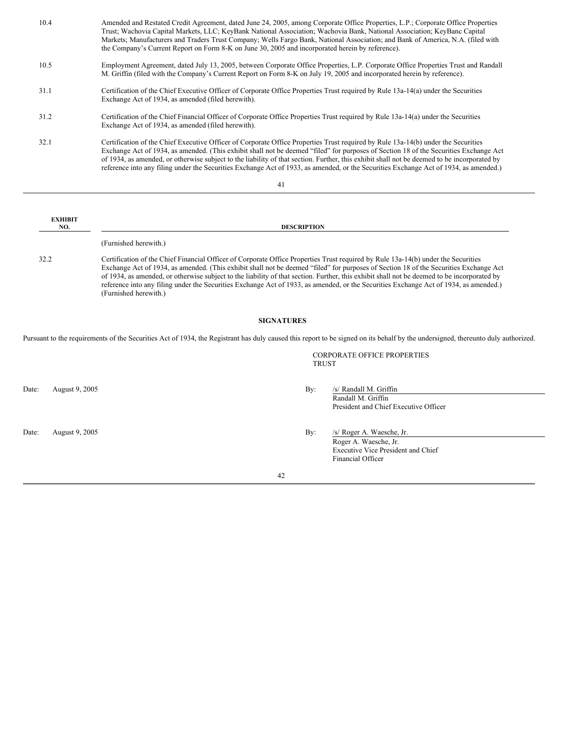| EXHIBIT NO. | DESCRIPTION |
| --- | --- |
| 10.4 | Amended and Restated Credit Agreement, dated June 24, 2005, among Corporate Office Properties, L.P.; Corporate Office Properties Trust; Wachovia Capital Markets, LLC; KeyBank National Association; Wachovia Bank, National Association; KeyBanc Capital Markets; Manufacturers and Traders Trust Company; Wells Fargo Bank, National Association; and Bank of America, N.A. (filed with the Company's Current Report on Form 8-K on June 30, 2005 and incorporated herein by reference). |
| 10.5 | Employment Agreement, dated July 13, 2005, between Corporate Office Properties, L.P. Corporate Office Properties Trust and Randall M. Griffin (filed with the Company's Current Report on Form 8-K on July 19, 2005 and incorporated herein by reference). |
| 31.1 | Certification of the Chief Executive Officer of Corporate Office Properties Trust required by Rule 13a-14(a) under the Securities Exchange Act of 1934, as amended (filed herewith). |
| 31.2 | Certification of the Chief Financial Officer of Corporate Office Properties Trust required by Rule 13a-14(a) under the Securities Exchange Act of 1934, as amended (filed herewith). |
| 32.1 | Certification of the Chief Executive Officer of Corporate Office Properties Trust required by Rule 13a-14(b) under the Securities Exchange Act of 1934, as amended. (This exhibit shall not be deemed "filed" for purposes of Section 18 of the Securities Exchange Act of 1934, as amended, or otherwise subject to the liability of that section. Further, this exhibit shall not be deemed to be incorporated by reference into any filing under the Securities Exchange Act of 1933, as amended, or the Securities Exchange Act of 1934, as amended.) (Furnished herewith.) |
| 32.2 | Certification of the Chief Financial Officer of Corporate Office Properties Trust required by Rule 13a-14(b) under the Securities Exchange Act of 1934, as amended. (This exhibit shall not be deemed "filed" for purposes of Section 18 of the Securities Exchange Act of 1934, as amended, or otherwise subject to the liability of that section. Further, this exhibit shall not be deemed to be incorporated by reference into any filing under the Securities Exchange Act of 1933, as amended, or the Securities Exchange Act of 1934, as amended.) (Furnished herewith.) |

## SIGNATURES

Pursuant to the requirements of the Securities Act of 1934, the Registrant has duly caused this report to be signed on its behalf by the undersigned, thereunto duly authorized.

CORPORATE OFFICE PROPERTIES TRUST

Date: August 9, 2005

By: /s/ Randall M. Griffin
Randall M. Griffin
President and Chief Executive Officer

Date: August 9, 2005

By: /s/ Roger A. Waesche, Jr.
Roger A. Waesche, Jr.
Executive Vice President and Chief Financial Officer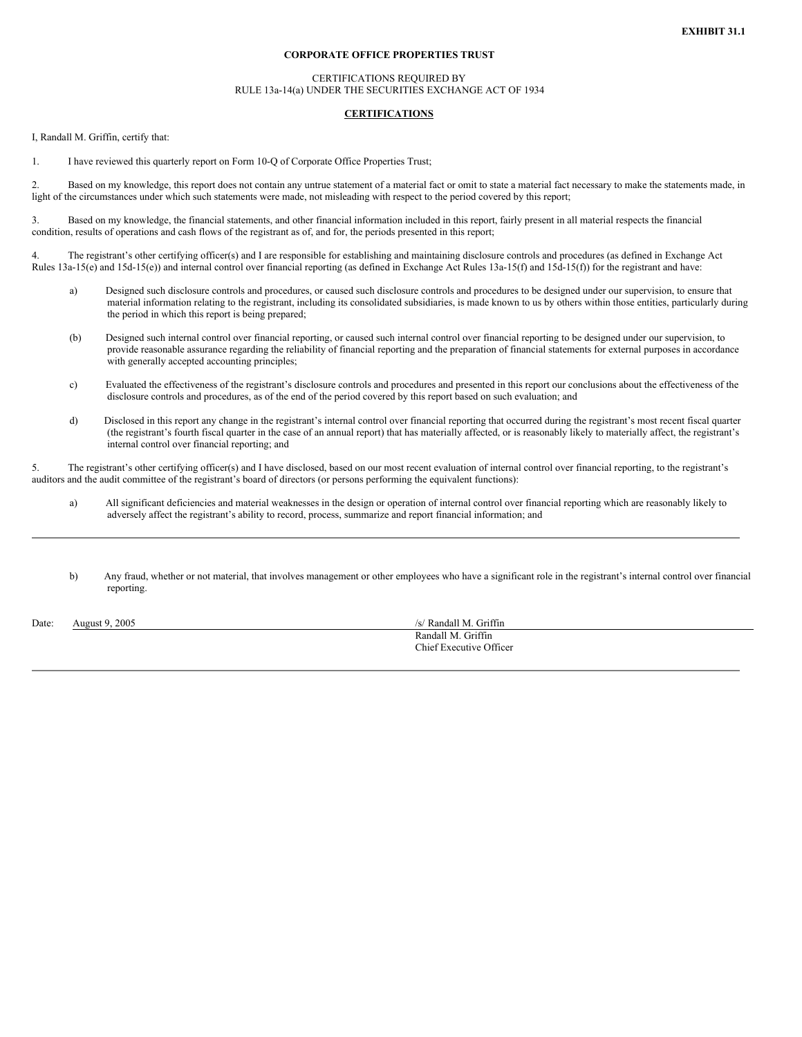**EXHIBIT 31.1**

**CORPORATE OFFICE PROPERTIES TRUST**

CERTIFICATIONS REQUIRED BY
RULE 13a-14(a) UNDER THE SECURITIES EXCHANGE ACT OF 1934

**CERTIFICATIONS**

I, Randall M. Griffin, certify that:

1. I have reviewed this quarterly report on Form 10-Q of Corporate Office Properties Trust;

2. Based on my knowledge, this report does not contain any untrue statement of a material fact or omit to state a material fact necessary to make the statements made, in light of the circumstances under which such statements were made, not misleading with respect to the period covered by this report;

3. Based on my knowledge, the financial statements, and other financial information included in this report, fairly present in all material respects the financial condition, results of operations and cash flows of the registrant as of, and for, the periods presented in this report;

4. The registrant's other certifying officer(s) and I are responsible for establishing and maintaining disclosure controls and procedures (as defined in Exchange Act Rules 13a-15(e) and 15d-15(e)) and internal control over financial reporting (as defined in Exchange Act Rules 13a-15(f) and 15d-15(f)) for the registrant and have:

a) Designed such disclosure controls and procedures, or caused such disclosure controls and procedures to be designed under our supervision, to ensure that material information relating to the registrant, including its consolidated subsidiaries, is made known to us by others within those entities, particularly during the period in which this report is being prepared;

(b) Designed such internal control over financial reporting, or caused such internal control over financial reporting to be designed under our supervision, to provide reasonable assurance regarding the reliability of financial reporting and the preparation of financial statements for external purposes in accordance with generally accepted accounting principles;

c) Evaluated the effectiveness of the registrant's disclosure controls and procedures and presented in this report our conclusions about the effectiveness of the disclosure controls and procedures, as of the end of the period covered by this report based on such evaluation; and

d) Disclosed in this report any change in the registrant's internal control over financial reporting that occurred during the registrant's most recent fiscal quarter (the registrant's fourth fiscal quarter in the case of an annual report) that has materially affected, or is reasonably likely to materially affect, the registrant's internal control over financial reporting; and

5. The registrant's other certifying officer(s) and I have disclosed, based on our most recent evaluation of internal control over financial reporting, to the registrant's auditors and the audit committee of the registrant's board of directors (or persons performing the equivalent functions):

a) All significant deficiencies and material weaknesses in the design or operation of internal control over financial reporting which are reasonably likely to adversely affect the registrant's ability to record, process, summarize and report financial information; and

b) Any fraud, whether or not material, that involves management or other employees who have a significant role in the registrant's internal control over financial reporting.

Date: August 9, 2005

/s/ Randall M. Griffin
Randall M. Griffin
Chief Executive Officer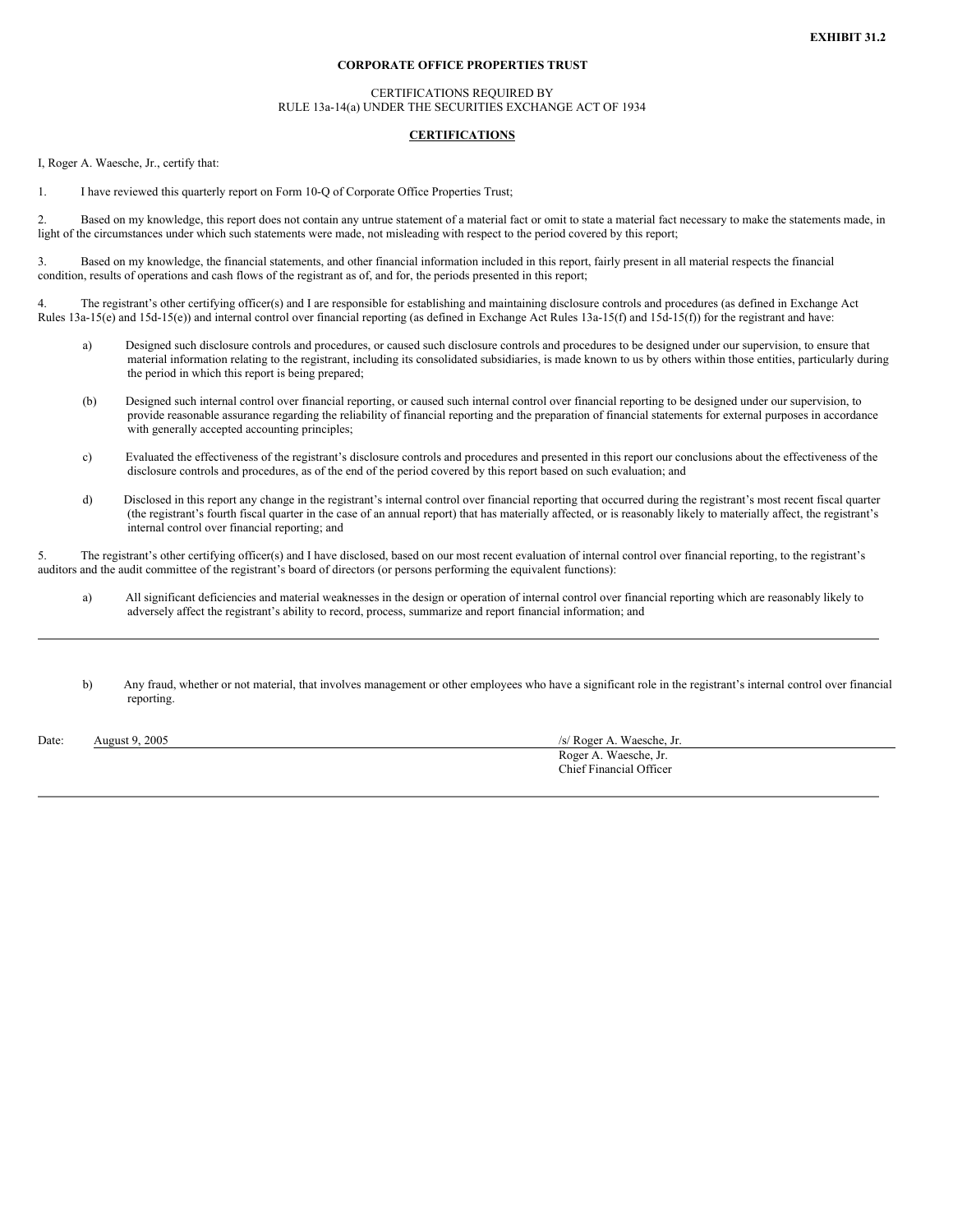**EXHIBIT 31.2**

**CORPORATE OFFICE PROPERTIES TRUST**

CERTIFICATIONS REQUIRED BY
RULE 13a-14(a) UNDER THE SECURITIES EXCHANGE ACT OF 1934

**CERTIFICATIONS**

I, Roger A. Waesche, Jr., certify that:

1. I have reviewed this quarterly report on Form 10-Q of Corporate Office Properties Trust;

2. Based on my knowledge, this report does not contain any untrue statement of a material fact or omit to state a material fact necessary to make the statements made, in light of the circumstances under which such statements were made, not misleading with respect to the period covered by this report;

3. Based on my knowledge, the financial statements, and other financial information included in this report, fairly present in all material respects the financial condition, results of operations and cash flows of the registrant as of, and for, the periods presented in this report;

4. The registrant's other certifying officer(s) and I are responsible for establishing and maintaining disclosure controls and procedures (as defined in Exchange Act Rules 13a-15(e) and 15d-15(e)) and internal control over financial reporting (as defined in Exchange Act Rules 13a-15(f) and 15d-15(f)) for the registrant and have:

a) Designed such disclosure controls and procedures, or caused such disclosure controls and procedures to be designed under our supervision, to ensure that material information relating to the registrant, including its consolidated subsidiaries, is made known to us by others within those entities, particularly during the period in which this report is being prepared;

(b) Designed such internal control over financial reporting, or caused such internal control over financial reporting to be designed under our supervision, to provide reasonable assurance regarding the reliability of financial reporting and the preparation of financial statements for external purposes in accordance with generally accepted accounting principles;

c) Evaluated the effectiveness of the registrant's disclosure controls and procedures and presented in this report our conclusions about the effectiveness of the disclosure controls and procedures, as of the end of the period covered by this report based on such evaluation; and

d) Disclosed in this report any change in the registrant's internal control over financial reporting that occurred during the registrant's most recent fiscal quarter (the registrant's fourth fiscal quarter in the case of an annual report) that has materially affected, or is reasonably likely to materially affect, the registrant's internal control over financial reporting; and

5. The registrant's other certifying officer(s) and I have disclosed, based on our most recent evaluation of internal control over financial reporting, to the registrant's auditors and the audit committee of the registrant's board of directors (or persons performing the equivalent functions):

a) All significant deficiencies and material weaknesses in the design or operation of internal control over financial reporting which are reasonably likely to adversely affect the registrant's ability to record, process, summarize and report financial information; and

b) Any fraud, whether or not material, that involves management or other employees who have a significant role in the registrant's internal control over financial reporting.

Date: August 9, 2005

/s/ Roger A. Waesche, Jr.
Roger A. Waesche, Jr.
Chief Financial Officer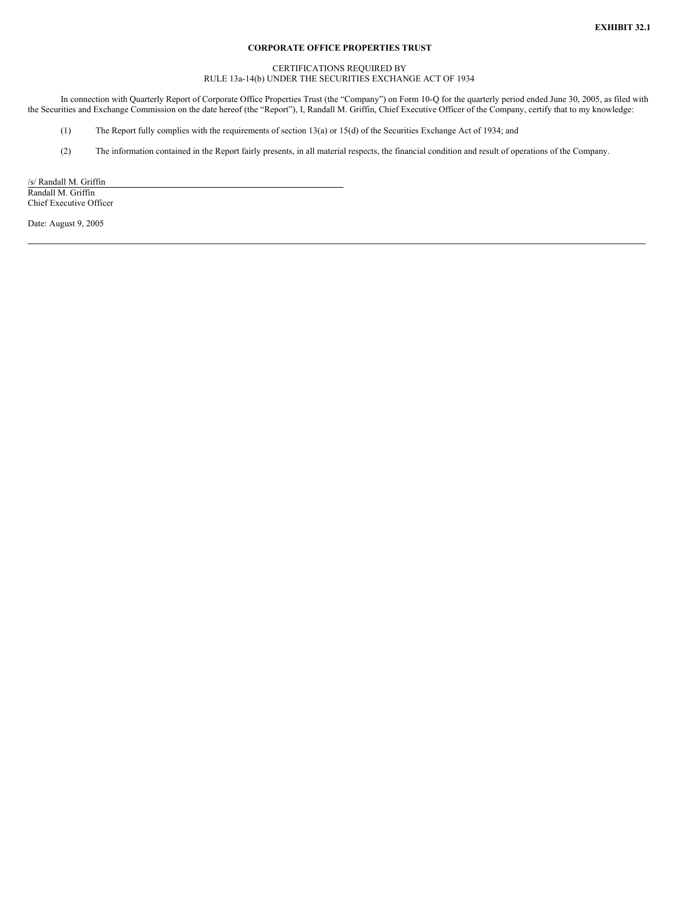**EXHIBIT 32.1**

**CORPORATE OFFICE PROPERTIES TRUST**

CERTIFICATIONS REQUIRED BY
RULE 13a-14(b) UNDER THE SECURITIES EXCHANGE ACT OF 1934

In connection with Quarterly Report of Corporate Office Properties Trust (the "Company") on Form 10-Q for the quarterly period ended June 30, 2005, as filed with the Securities and Exchange Commission on the date hereof (the "Report"), I, Randall M. Griffin, Chief Executive Officer of the Company, certify that to my knowledge:

(1) The Report fully complies with the requirements of section 13(a) or 15(d) of the Securities Exchange Act of 1934; and

(2) The information contained in the Report fairly presents, in all material respects, the financial condition and result of operations of the Company.

/s/ Randall M. Griffin
Randall M. Griffin
Chief Executive Officer

Date: August 9, 2005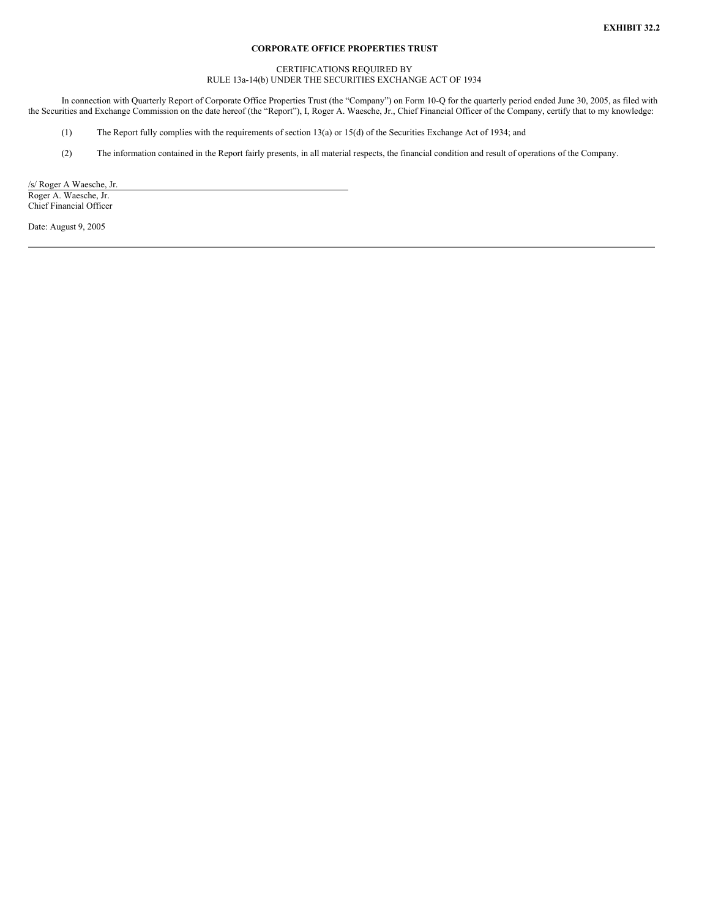**EXHIBIT 32.2**

**CORPORATE OFFICE PROPERTIES TRUST**

CERTIFICATIONS REQUIRED BY
RULE 13a-14(b) UNDER THE SECURITIES EXCHANGE ACT OF 1934

In connection with Quarterly Report of Corporate Office Properties Trust (the "Company") on Form 10-Q for the quarterly period ended June 30, 2005, as filed with the Securities and Exchange Commission on the date hereof (the "Report"), I, Roger A. Waesche, Jr., Chief Financial Officer of the Company, certify that to my knowledge:

(1) The Report fully complies with the requirements of section 13(a) or 15(d) of the Securities Exchange Act of 1934; and

(2) The information contained in the Report fairly presents, in all material respects, the financial condition and result of operations of the Company.

/s/ Roger A Waesche, Jr.
Roger A. Waesche, Jr.
Chief Financial Officer

Date: August 9, 2005